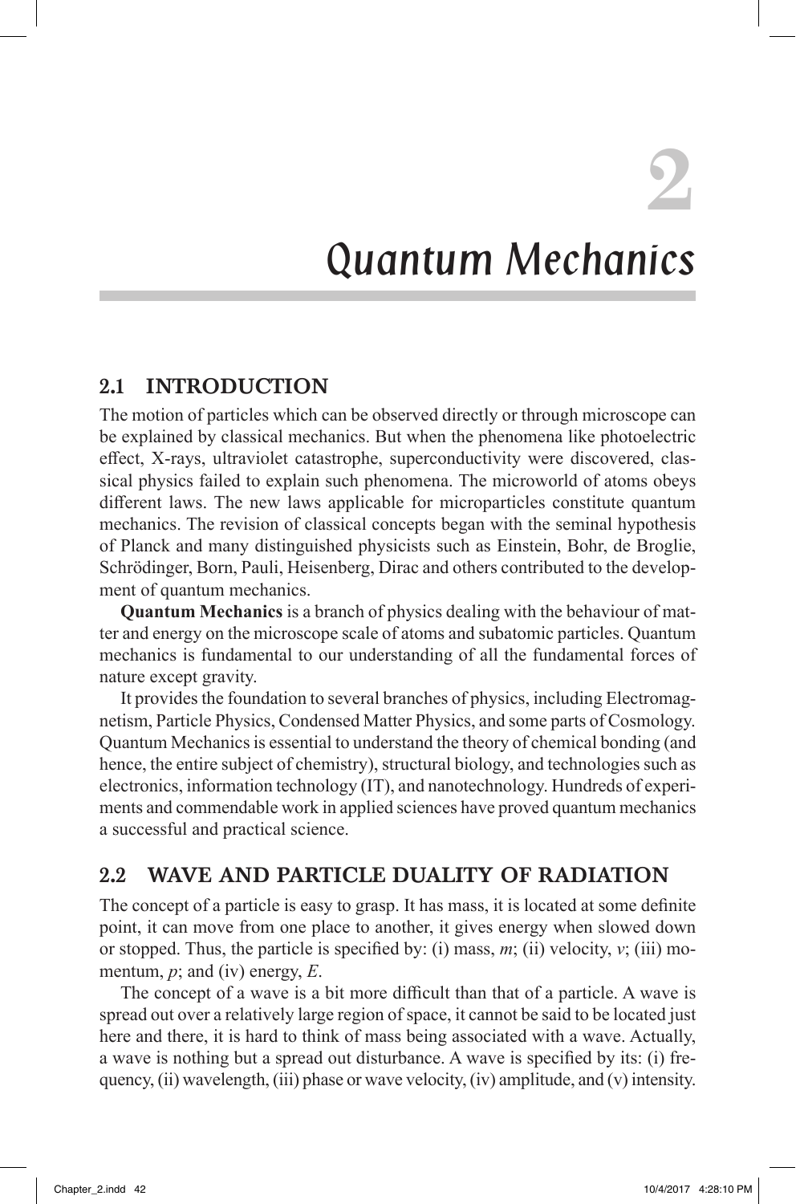# 2

# Quantum Mechanics

## 2.1 INTRODUCTION

The motion of particles which can be observed directly or through microscope can be explained by classical mechanics. But when the phenomena like photoelectric effect, X-rays, ultraviolet catastrophe, superconductivity were discovered, classical physics failed to explain such phenomena. The microworld of atoms obeys different laws. The new laws applicable for microparticles constitute quantum mechanics. The revision of classical concepts began with the seminal hypothesis of Planck and many distinguished physicists such as Einstein, Bohr, de Broglie, Schrödinger, Born, Pauli, Heisenberg, Dirac and others contributed to the development of quantum mechanics.

**Quantum Mechanics** is a branch of physics dealing with the behaviour of matter and energy on the microscope scale of atoms and subatomic particles. Quantum mechanics is fundamental to our understanding of all the fundamental forces of nature except gravity.

It provides the foundation to several branches of physics, including Electromagnetism, Particle Physics, Condensed Matter Physics, and some parts of Cosmology. Quantum Mechanics is essential to understand the theory of chemical bonding (and hence, the entire subject of chemistry), structural biology, and technologies such as electronics, information technology (IT), and nanotechnology. Hundreds of experiments and commendable work in applied sciences have proved quantum mechanics a successful and practical science.

## 2.2 WAVE AND PARTICLE DUALITY OF RADIATION

The concept of a particle is easy to grasp. It has mass, it is located at some definite point, it can move from one place to another, it gives energy when slowed down or stopped. Thus, the particle is specified by: (i) mass, $m$; (ii) velocity, $v$; (iii) momentum, $p$; and (iv) energy, $E$.

The concept of a wave is a bit more difficult than that of a particle. A wave is spread out over a relatively large region of space, it cannot be said to be located just here and there, it is hard to think of mass being associated with a wave. Actually, a wave is nothing but a spread out disturbance. A wave is specified by its: (i) frequency, (ii) wavelength, (iii) phase or wave velocity, (iv) amplitude, and (v) intensity.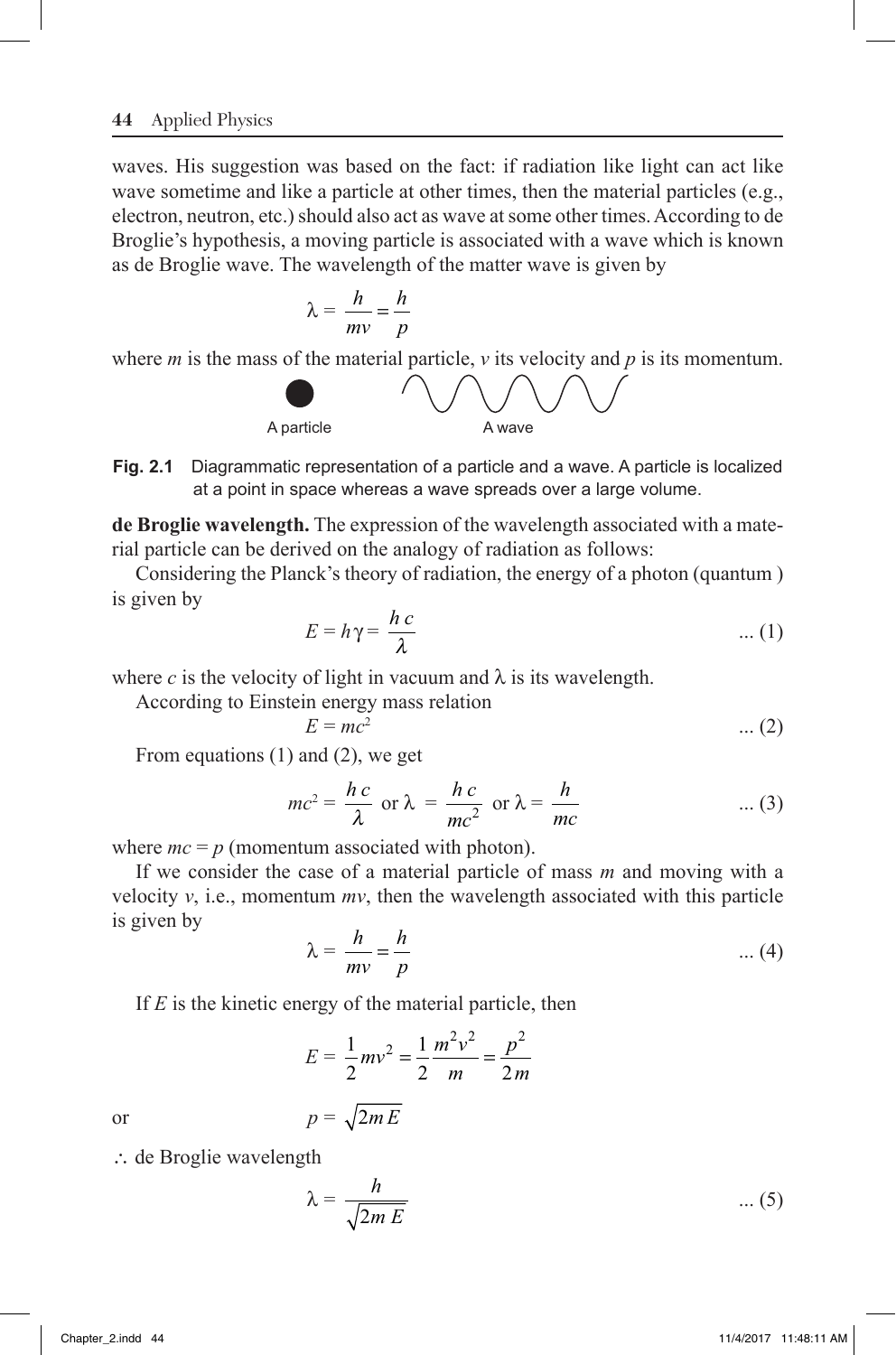waves. His suggestion was based on the fact: if radiation like light can act like wave sometime and like a particle at other times, then the material particles (e.g., electron, neutron, etc.) should also act as wave at some other times. According to de Broglie's hypothesis, a moving particle is associated with a wave which is known as de Broglie wave. The wavelength of the matter wave is given by

$$\lambda = \frac{h}{mv} = \frac{h}{p}$$

where $m$ is the mass of the material particle, $v$ its velocity and $p$ is its momentum.

A particle A wave

**Fig. 2.1** Diagrammatic representation of a particle and a wave. A particle is localized at a point in space whereas a wave spreads over a large volume.

**de Broglie wavelength.** The expression of the wavelength associated with a material particle can be derived on the analogy of radiation as follows:

Considering the Planck's theory of radiation, the energy of a photon (quantum ) is given by

$$E = h\gamma = \frac{hc}{\lambda} \quad \text{... (1)}$$

where $c$ is the velocity of light in vacuum and $\lambda$ is its wavelength.

According to Einstein energy mass relation

$$E = mc^2 \quad \text{... (2)}$$

From equations (1) and (2), we get

$$mc^2 = \frac{hc}{\lambda} \text{ or } \lambda = \frac{hc}{mc^2} \text{ or } \lambda = \frac{h}{mc} \quad \text{... (3)}$$

where $mc = p$ (momentum associated with photon).

If we consider the case of a material particle of mass $m$ and moving with a velocity $v$, i.e., momentum $mv$, then the wavelength associated with this particle is given by

$$\lambda = \frac{h}{mv} = \frac{h}{p} \quad \text{... (4)}$$

If $E$ is the kinetic energy of the material particle, then

$$E = \frac{1}{2}mv^2 = \frac{1}{2}\frac{m^2v^2}{m} = \frac{p^2}{2m}$$

or

$$p = \sqrt{2mE}$$

$\therefore$ de Broglie wavelength

$$\lambda = \frac{h}{\sqrt{2mE}} \quad \text{... (5)}$$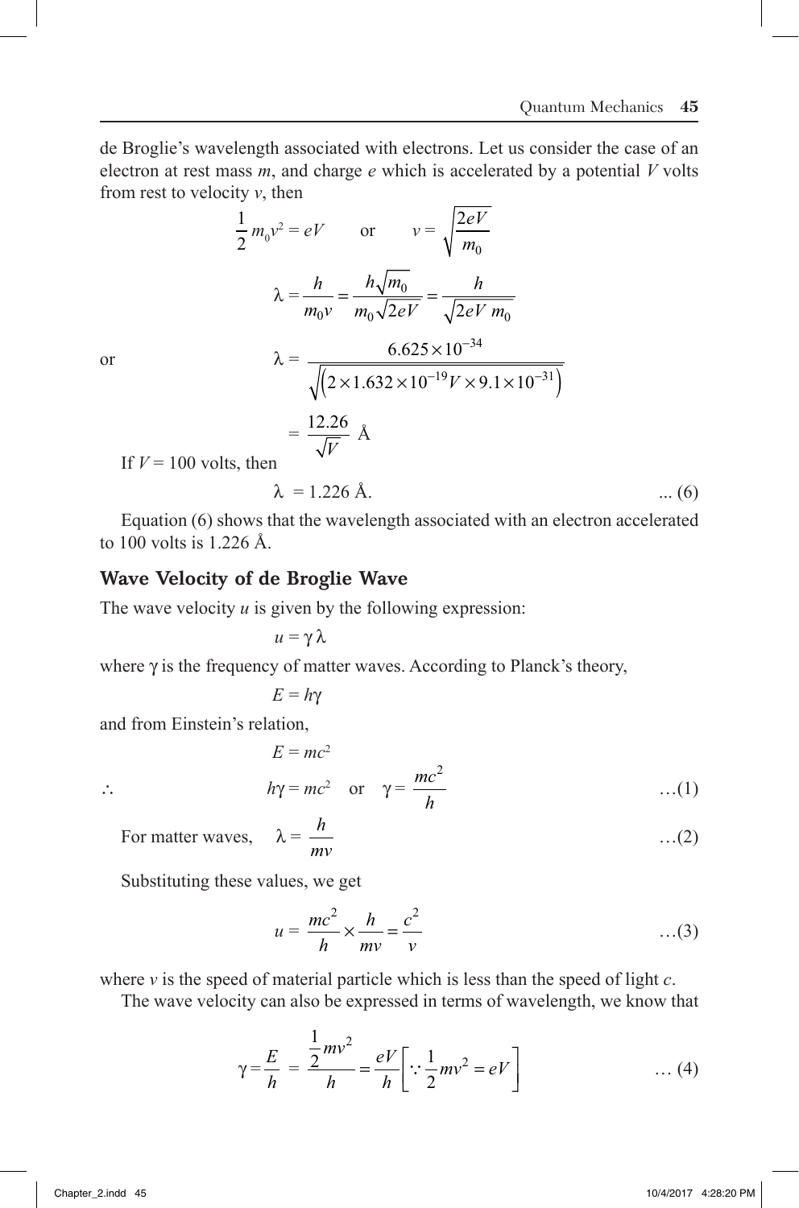de Broglie's wavelength associated with electrons. Let us consider the case of an electron at rest mass $m$, and charge $e$ which is accelerated by a potential $V$ volts from rest to velocity $v$, then

$$\frac{1}{2} m_0 v^2 = eV \qquad \text{or} \qquad v = \sqrt{\frac{2eV}{m_0}}$$

$$\lambda = \frac{h}{m_0 v} = \frac{h\sqrt{m_0}}{m_0\sqrt{2eV}} = \frac{h}{\sqrt{2eV\, m_0}}$$

or

$$\lambda = \frac{6.625 \times 10^{-34}}{\sqrt{\left(2 \times 1.632 \times 10^{-19} V \times 9.1 \times 10^{-31}\right)}}$$

$$= \frac{12.26}{\sqrt{V}} \text{ Å}$$

If $V = 100$ volts, then

$$\lambda = 1.226 \text{ Å}. \qquad \text{... (6)}$$

Equation (6) shows that the wavelength associated with an electron accelerated to 100 volts is 1.226 Å.

## Wave Velocity of de Broglie Wave

The wave velocity $u$ is given by the following expression:

$$u = \gamma \lambda$$

where $\gamma$ is the frequency of matter waves. According to Planck's theory,

$$E = h\gamma$$

and from Einstein's relation,

$$E = mc^2$$

$$\therefore \qquad h\gamma = mc^2 \quad \text{or} \quad \gamma = \frac{mc^2}{h} \qquad \text{…(1)}$$

For matter waves, $\quad \lambda = \dfrac{h}{mv} \qquad \text{…(2)}$

Substituting these values, we get

$$u = \frac{mc^2}{h} \times \frac{h}{mv} = \frac{c^2}{v} \qquad \text{…(3)}$$

where $v$ is the speed of material particle which is less than the speed of light $c$.

The wave velocity can also be expressed in terms of wavelength, we know that

$$\gamma = \frac{E}{h} = \frac{\frac{1}{2}mv^2}{h} = \frac{eV}{h}\left[\because \frac{1}{2}mv^2 = eV\right] \qquad \text{… (4)}$$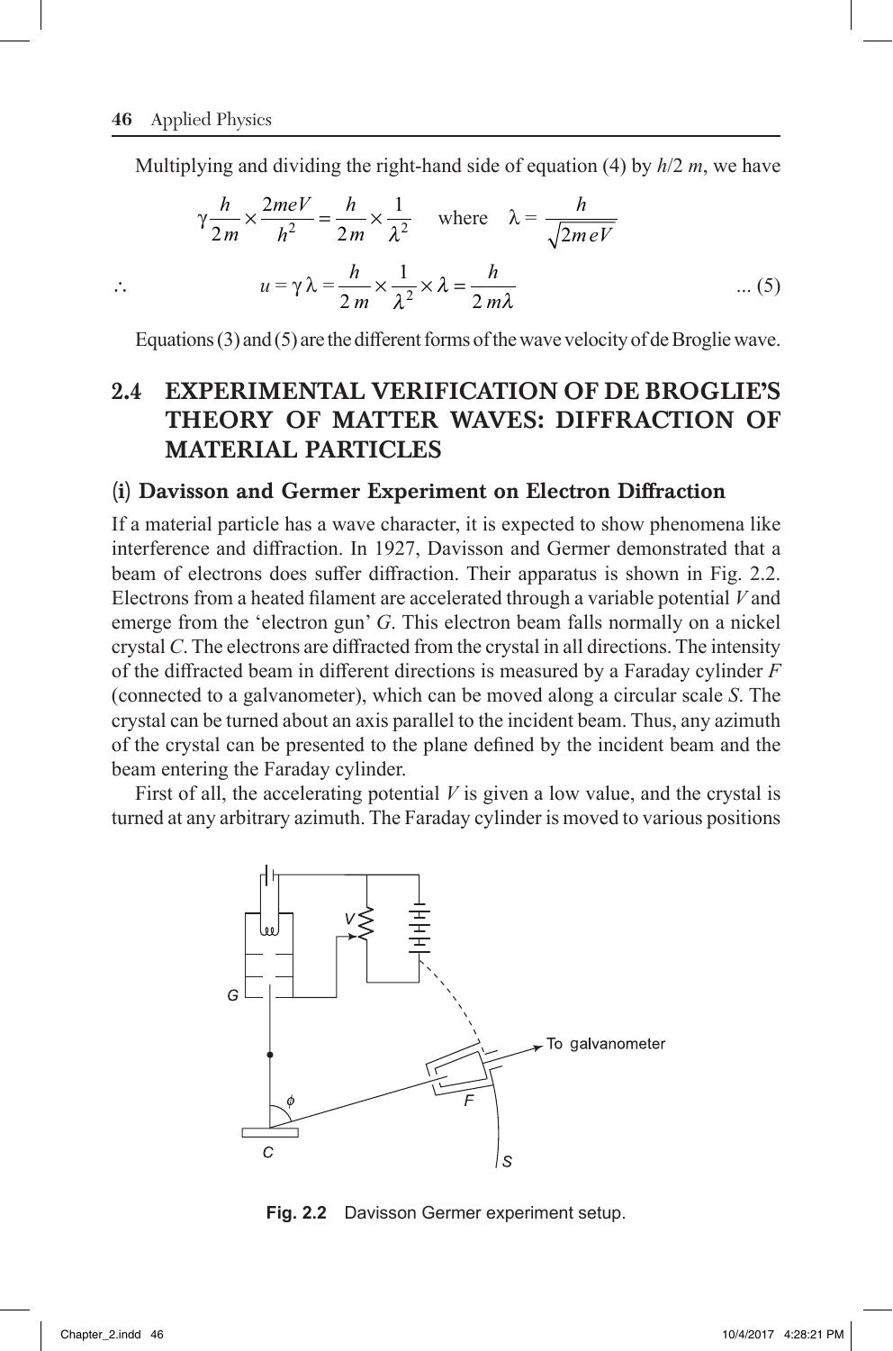Multiplying and dividing the right-hand side of equation (4) by $h/2\,m$, we have

$$\gamma \frac{h}{2m} \times \frac{2meV}{h^2} = \frac{h}{2m} \times \frac{1}{\lambda^2} \quad \text{where} \quad \lambda = \frac{h}{\sqrt{2meV}}$$

$$\therefore \qquad u = \gamma \lambda = \frac{h}{2\,m} \times \frac{1}{\lambda^2} \times \lambda = \frac{h}{2\,m\lambda} \qquad \text{... (5)}$$

Equations (3) and (5) are the different forms of the wave velocity of de Broglie wave.

## 2.4 EXPERIMENTAL VERIFICATION OF DE BROGLIE'S THEORY OF MATTER WAVES: DIFFRACTION OF MATERIAL PARTICLES

### (i) Davisson and Germer Experiment on Electron Diffraction

If a material particle has a wave character, it is expected to show phenomena like interference and diffraction. In 1927, Davisson and Germer demonstrated that a beam of electrons does suffer diffraction. Their apparatus is shown in Fig. 2.2. Electrons from a heated filament are accelerated through a variable potential $V$ and emerge from the 'electron gun' $G$. This electron beam falls normally on a nickel crystal $C$. The electrons are diffracted from the crystal in all directions. The intensity of the diffracted beam in different directions is measured by a Faraday cylinder $F$ (connected to a galvanometer), which can be moved along a circular scale $S$. The crystal can be turned about an axis parallel to the incident beam. Thus, any azimuth of the crystal can be presented to the plane defined by the incident beam and the beam entering the Faraday cylinder.

First of all, the accelerating potential $V$ is given a low value, and the crystal is turned at any arbitrary azimuth. The Faraday cylinder is moved to various positions

**Fig. 2.2** Davisson Germer experiment setup.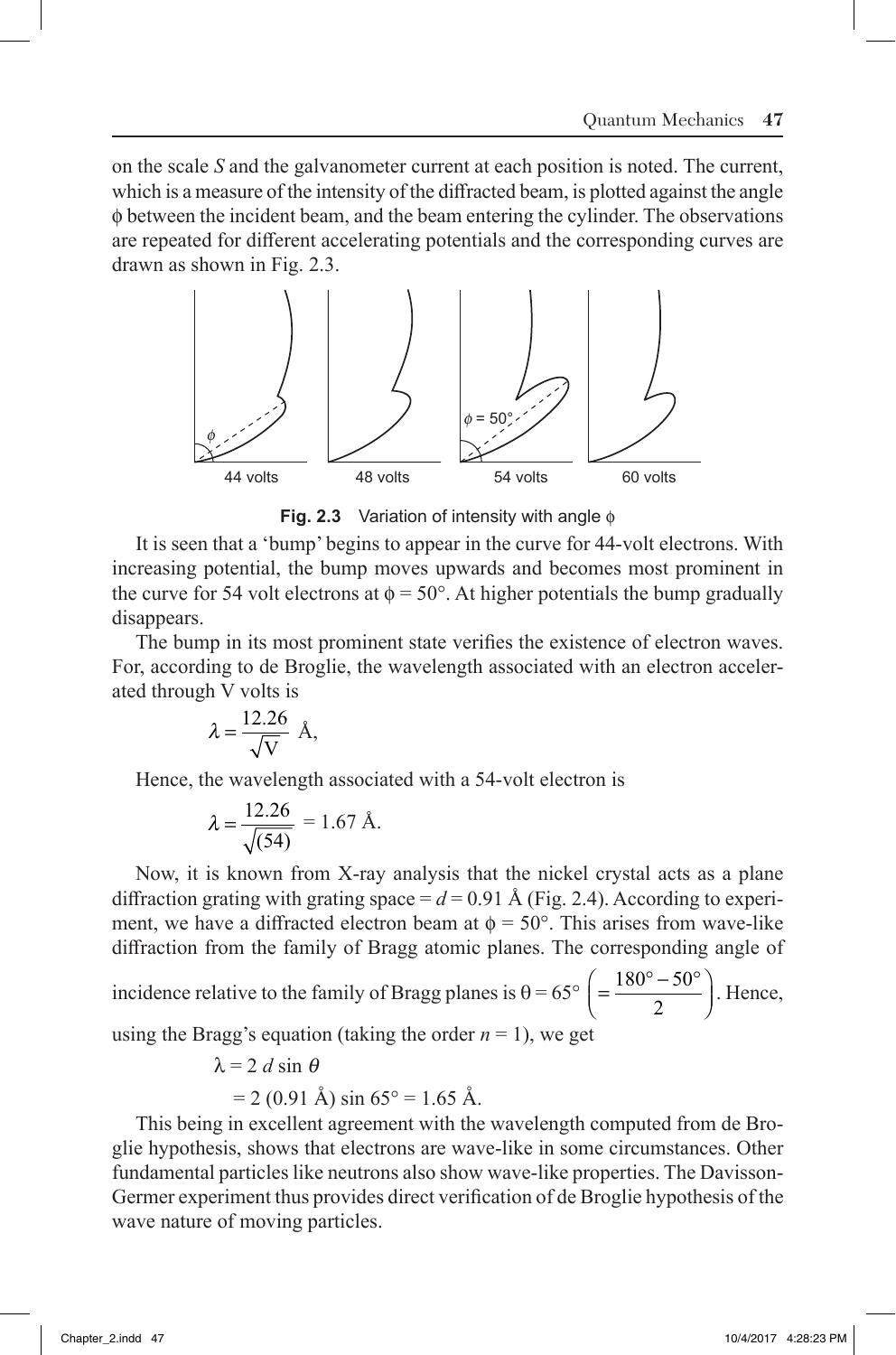on the scale *S* and the galvanometer current at each position is noted. The current, which is a measure of the intensity of the diffracted beam, is plotted against the angle $\phi$ between the incident beam, and the beam entering the cylinder. The observations are repeated for different accelerating potentials and the corresponding curves are drawn as shown in Fig. 2.3.

**Fig. 2.3** Variation of intensity with angle $\phi$

It is seen that a 'bump' begins to appear in the curve for 44-volt electrons. With increasing potential, the bump moves upwards and becomes most prominent in the curve for 54 volt electrons at $\phi = 50°$. At higher potentials the bump gradually disappears.

The bump in its most prominent state verifies the existence of electron waves. For, according to de Broglie, the wavelength associated with an electron accelerated through V volts is

$$\lambda = \frac{12.26}{\sqrt{V}} \text{ Å},$$

Hence, the wavelength associated with a 54-volt electron is

$$\lambda = \frac{12.26}{\sqrt{(54)}} = 1.67 \text{ Å}.$$

Now, it is known from X-ray analysis that the nickel crystal acts as a plane diffraction grating with grating space = $d$ = 0.91 Å (Fig. 2.4). According to experiment, we have a diffracted electron beam at $\phi = 50°$. This arises from wave-like diffraction from the family of Bragg atomic planes. The corresponding angle of incidence relative to the family of Bragg planes is $\theta = 65° \left(= \frac{180° - 50°}{2}\right)$. Hence, using the Bragg's equation (taking the order $n = 1$), we get

$$\lambda = 2\, d \sin \theta$$

$$= 2\,(0.91 \text{ Å}) \sin 65° = 1.65 \text{ Å}.$$

This being in excellent agreement with the wavelength computed from de Broglie hypothesis, shows that electrons are wave-like in some circumstances. Other fundamental particles like neutrons also show wave-like properties. The Davisson-Germer experiment thus provides direct verification of de Broglie hypothesis of the wave nature of moving particles.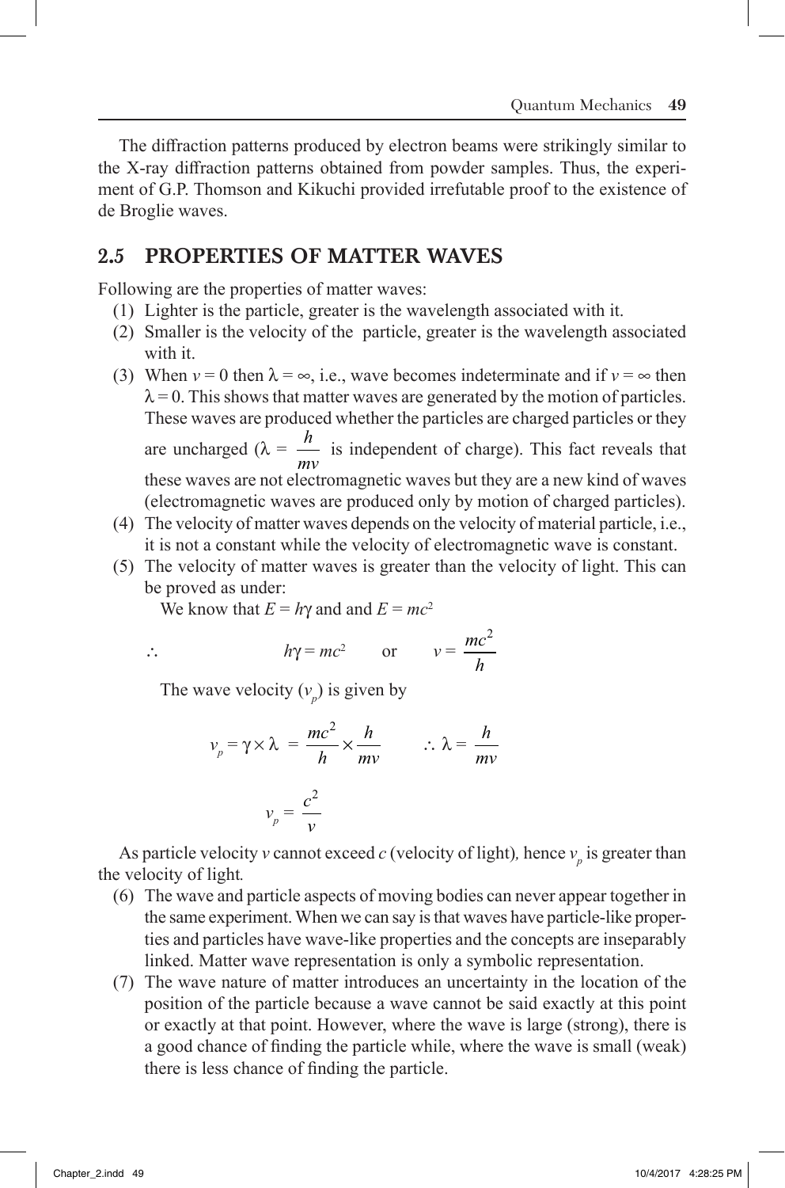The diffraction patterns produced by electron beams were strikingly similar to the X-ray diffraction patterns obtained from powder samples. Thus, the experiment of G.P. Thomson and Kikuchi provided irrefutable proof to the existence of de Broglie waves.

## 2.5 PROPERTIES OF MATTER WAVES

Following are the properties of matter waves:

(1) Lighter is the particle, greater is the wavelength associated with it.

(2) Smaller is the velocity of the particle, greater is the wavelength associated with it.

(3) When $v = 0$ then $\lambda = \infty$, i.e., wave becomes indeterminate and if $v = \infty$ then $\lambda = 0$. This shows that matter waves are generated by the motion of particles. These waves are produced whether the particles are charged particles or they are uncharged ($\lambda = \dfrac{h}{mv}$ is independent of charge). This fact reveals that these waves are not electromagnetic waves but they are a new kind of waves (electromagnetic waves are produced only by motion of charged particles).

(4) The velocity of matter waves depends on the velocity of material particle, i.e., it is not a constant while the velocity of electromagnetic wave is constant.

(5) The velocity of matter waves is greater than the velocity of light. This can be proved as under:

We know that $E = h\gamma$ and and $E = mc^2$

$$\therefore \qquad h\gamma = mc^2 \qquad \text{or} \qquad v = \frac{mc^2}{h}$$

The wave velocity ($v_p$) is given by

$$v_p = \gamma \times \lambda = \frac{mc^2}{h} \times \frac{h}{mv} \qquad \therefore \lambda = \frac{h}{mv}$$

$$v_p = \frac{c^2}{v}$$

As particle velocity $v$ cannot exceed $c$ (velocity of light), hence $v_p$ is greater than the velocity of light.

(6) The wave and particle aspects of moving bodies can never appear together in the same experiment. When we can say is that waves have particle-like properties and particles have wave-like properties and the concepts are inseparably linked. Matter wave representation is only a symbolic representation.

(7) The wave nature of matter introduces an uncertainty in the location of the position of the particle because a wave cannot be said exactly at this point or exactly at that point. However, where the wave is large (strong), there is a good chance of finding the particle while, where the wave is small (weak) there is less chance of finding the particle.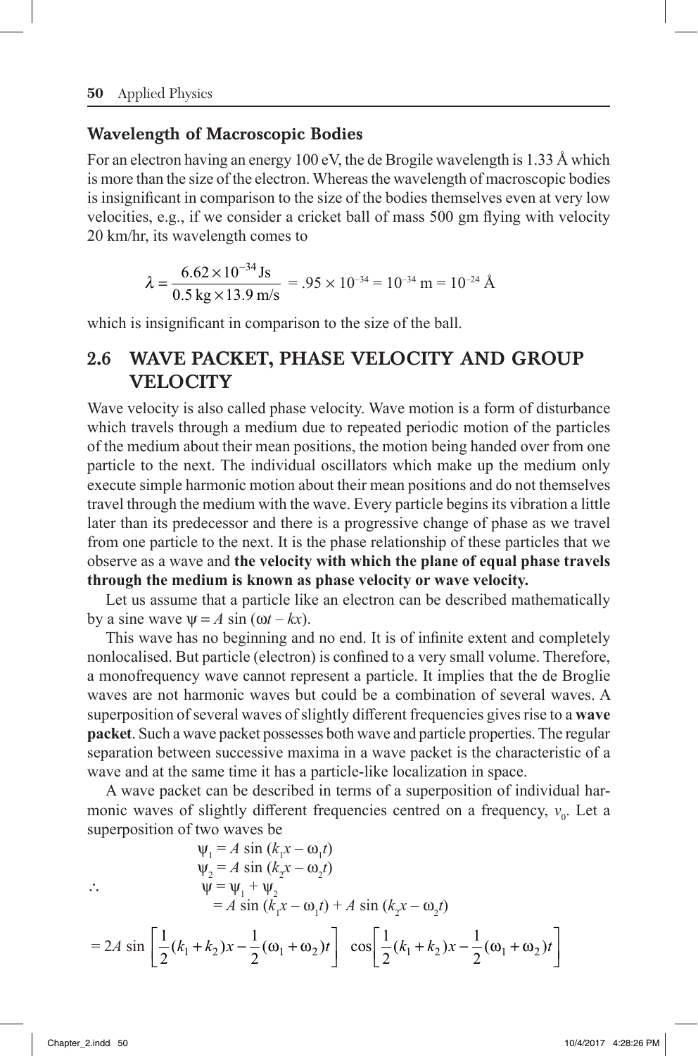### Wavelength of Macroscopic Bodies

For an electron having an energy 100 eV, the de Brogile wavelength is 1.33 Å which is more than the size of the electron. Whereas the wavelength of macroscopic bodies is insignificant in comparison to the size of the bodies themselves even at very low velocities, e.g., if we consider a cricket ball of mass 500 gm flying with velocity 20 km/hr, its wavelength comes to

$$\lambda = \frac{6.62 \times 10^{-34}\,\text{Js}}{0.5\,\text{kg} \times 13.9\,\text{m/s}} = .95 \times 10^{-34} = 10^{-34}\ \text{m} = 10^{-24}\ \text{Å}$$

which is insignificant in comparison to the size of the ball.

## 2.6 WAVE PACKET, PHASE VELOCITY AND GROUP VELOCITY

Wave velocity is also called phase velocity. Wave motion is a form of disturbance which travels through a medium due to repeated periodic motion of the particles of the medium about their mean positions, the motion being handed over from one particle to the next. The individual oscillators which make up the medium only execute simple harmonic motion about their mean positions and do not themselves travel through the medium with the wave. Every particle begins its vibration a little later than its predecessor and there is a progressive change of phase as we travel from one particle to the next. It is the phase relationship of these particles that we observe as a wave and **the velocity with which the plane of equal phase travels through the medium is known as phase velocity or wave velocity.**

Let us assume that a particle like an electron can be described mathematically by a sine wave $\psi = A \sin(\omega t - kx)$.

This wave has no beginning and no end. It is of infinite extent and completely nonlocalised. But particle (electron) is confined to a very small volume. Therefore, a monofrequency wave cannot represent a particle. It implies that the de Broglie waves are not harmonic waves but could be a combination of several waves. A superposition of several waves of slightly different frequencies gives rise to a **wave packet**. Such a wave packet possesses both wave and particle properties. The regular separation between successive maxima in a wave packet is the characteristic of a wave and at the same time it has a particle-like localization in space.

A wave packet can be described in terms of a superposition of individual harmonic waves of slightly different frequencies centred on a frequency, $v_0$. Let a superposition of two waves be

$$\psi_1 = A \sin(k_1 x - \omega_1 t)$$

$$\psi_2 = A \sin(k_2 x - \omega_2 t)$$

$$\therefore \quad \psi = \psi_1 + \psi_2$$

$$= A \sin(k_1 x - \omega_1 t) + A \sin(k_2 x - \omega_2 t)$$

$$= 2A \sin\left[\frac{1}{2}(k_1 + k_2)x - \frac{1}{2}(\omega_1 + \omega_2)t\right] \cos\left[\frac{1}{2}(k_1 + k_2)x - \frac{1}{2}(\omega_1 + \omega_2)t\right]$$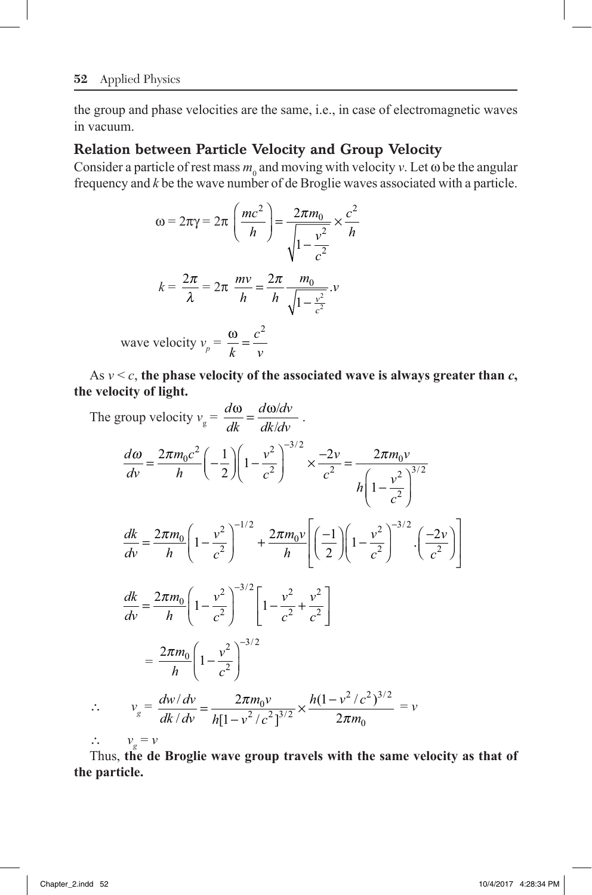the group and phase velocities are the same, i.e., in case of electromagnetic waves in vacuum.

### Relation between Particle Velocity and Group Velocity

Consider a particle of rest mass $m_0$ and moving with velocity $v$. Let $\omega$ be the angular frequency and $k$ be the wave number of de Broglie waves associated with a particle.

$$\omega = 2\pi\gamma = 2\pi \left(\frac{mc^2}{h}\right) = \frac{2\pi m_0}{\sqrt{1-\frac{v^2}{c^2}}} \times \frac{c^2}{h}$$

$$k = \frac{2\pi}{\lambda} = 2\pi \; \frac{mv}{h} = \frac{2\pi}{h} \frac{m_0}{\sqrt{1-\frac{v^2}{c^2}}}.v$$

$$\text{wave velocity } v_p = \frac{\omega}{k} = \frac{c^2}{v}$$

As $v < c$, **the phase velocity of the associated wave is always greater than $c$, the velocity of light.**

The group velocity $v_g = \dfrac{d\omega}{dk} = \dfrac{d\omega/dv}{dk/dv}$ .

$$\frac{d\omega}{dv} = \frac{2\pi m_0 c^2}{h}\left(-\frac{1}{2}\right)\left(1-\frac{v^2}{c^2}\right)^{-3/2} \times \frac{-2v}{c^2} = \frac{2\pi m_0 v}{h\left(1-\frac{v^2}{c^2}\right)^{3/2}}$$

$$\frac{dk}{dv} = \frac{2\pi m_0}{h}\left(1-\frac{v^2}{c^2}\right)^{-1/2} + \frac{2\pi m_0 v}{h}\left[\left(\frac{-1}{2}\right)\left(1-\frac{v^2}{c^2}\right)^{-3/2} . \left(\frac{-2v}{c^2}\right)\right]$$

$$\frac{dk}{dv} = \frac{2\pi m_0}{h}\left(1-\frac{v^2}{c^2}\right)^{-3/2}\left[1-\frac{v^2}{c^2}+\frac{v^2}{c^2}\right]$$

$$= \frac{2\pi m_0}{h}\left(1-\frac{v^2}{c^2}\right)^{-3/2}$$

$$\therefore \quad v_g = \frac{dw/dv}{dk/dv} = \frac{2\pi m_0 v}{h[1-v^2/c^2]^{3/2}} \times \frac{h(1-v^2/c^2)^{3/2}}{2\pi m_0} = v$$

$$\therefore \quad v_g = v$$

Thus, **the de Broglie wave group travels with the same velocity as that of the particle.**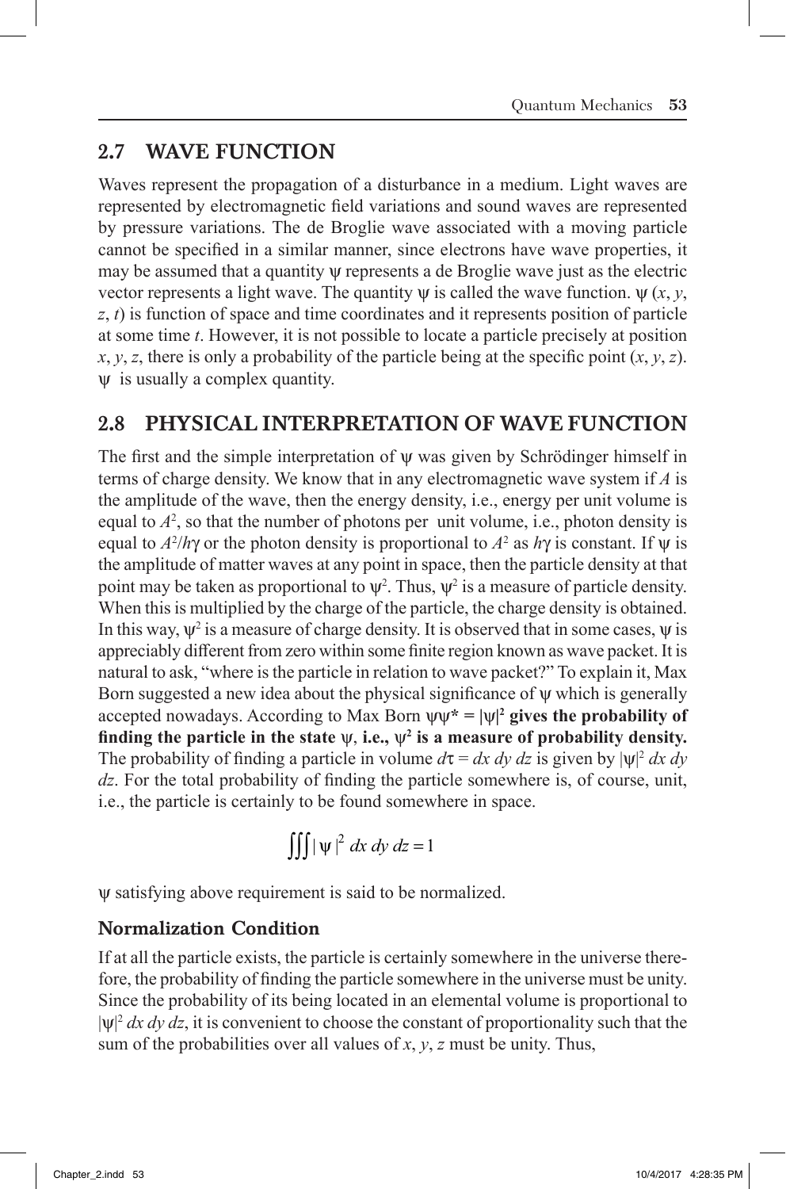## 2.7 WAVE FUNCTION

Waves represent the propagation of a disturbance in a medium. Light waves are represented by electromagnetic field variations and sound waves are represented by pressure variations. The de Broglie wave associated with a moving particle cannot be specified in a similar manner, since electrons have wave properties, it may be assumed that a quantity $\psi$ represents a de Broglie wave just as the electric vector represents a light wave. The quantity $\psi$ is called the wave function. $\psi$ $(x, y, z, t)$ is function of space and time coordinates and it represents position of particle at some time $t$. However, it is not possible to locate a particle precisely at position $x, y, z$, there is only a probability of the particle being at the specific point $(x, y, z)$. $\psi$ is usually a complex quantity.

## 2.8 PHYSICAL INTERPRETATION OF WAVE FUNCTION

The first and the simple interpretation of $\psi$ was given by Schrödinger himself in terms of charge density. We know that in any electromagnetic wave system if $A$ is the amplitude of the wave, then the energy density, i.e., energy per unit volume is equal to $A^2$, so that the number of photons per unit volume, i.e., photon density is equal to $A^2/h\gamma$ or the photon density is proportional to $A^2$ as $h\gamma$ is constant. If $\psi$ is the amplitude of matter waves at any point in space, then the particle density at that point may be taken as proportional to $\psi^2$. Thus, $\psi^2$ is a measure of particle density. When this is multiplied by the charge of the particle, the charge density is obtained. In this way, $\psi^2$ is a measure of charge density. It is observed that in some cases, $\psi$ is appreciably different from zero within some finite region known as wave packet. It is natural to ask, "where is the particle in relation to wave packet?" To explain it, Max Born suggested a new idea about the physical significance of $\psi$ which is generally accepted nowadays. According to Max Born **$\psi\psi^* = |\psi|^2$ gives the probability of finding the particle in the state $\psi$, i.e., $\psi^2$ is a measure of probability density.** The probability of finding a particle in volume $d\tau = dx\, dy\, dz$ is given by $|\psi|^2\, dx\, dy\, dz$. For the total probability of finding the particle somewhere is, of course, unit, i.e., the particle is certainly to be found somewhere in space.

$$\iiint |\psi|^2\, dx\, dy\, dz = 1$$

$\psi$ satisfying above requirement is said to be normalized.

### Normalization Condition

If at all the particle exists, the particle is certainly somewhere in the universe therefore, the probability of finding the particle somewhere in the universe must be unity. Since the probability of its being located in an elemental volume is proportional to $|\psi|^2\, dx\, dy\, dz$, it is convenient to choose the constant of proportionality such that the sum of the probabilities over all values of $x, y, z$ must be unity. Thus,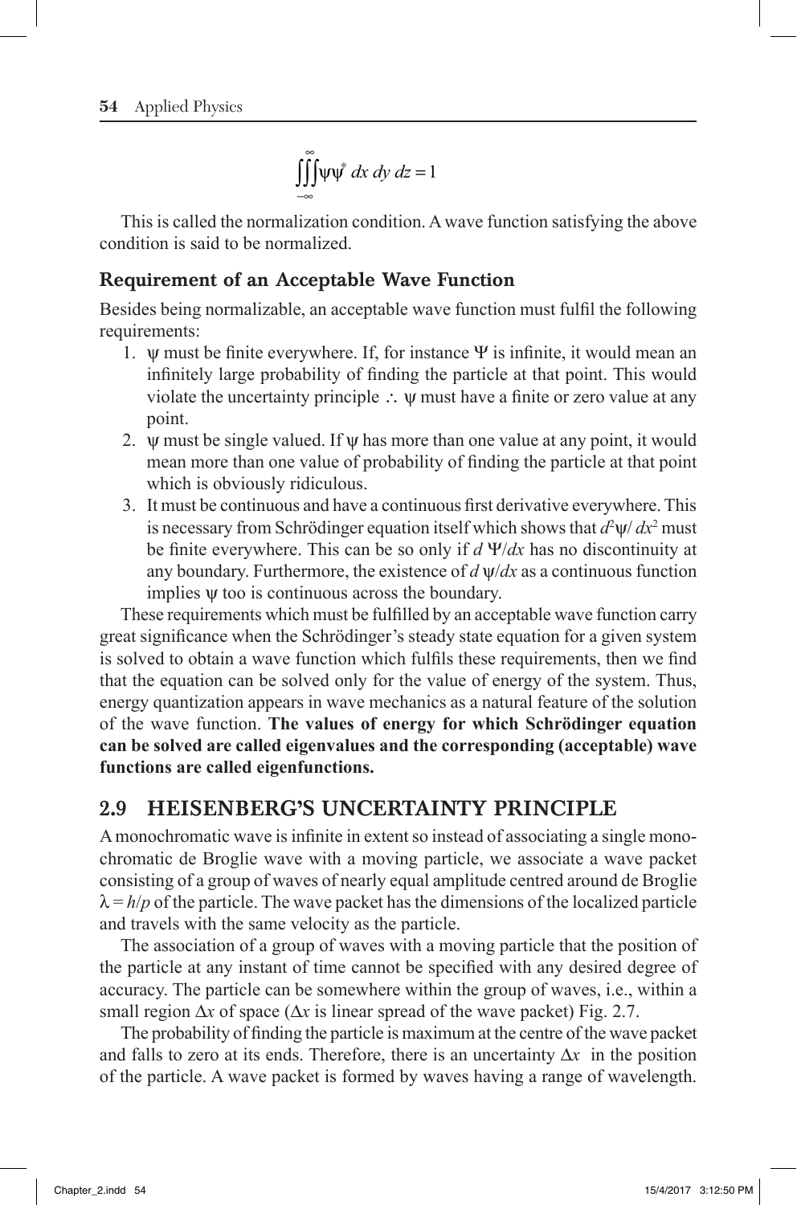$$\iiint_{-\infty}^{\infty} \psi\psi^* \, dx \, dy \, dz = 1$$

This is called the normalization condition. A wave function satisfying the above condition is said to be normalized.

### Requirement of an Acceptable Wave Function

Besides being normalizable, an acceptable wave function must fulfil the following requirements:

1. $\psi$ must be finite everywhere. If, for instance $\Psi$ is infinite, it would mean an infinitely large probability of finding the particle at that point. This would violate the uncertainty principle $\therefore$ $\psi$ must have a finite or zero value at any point.
2. $\psi$ must be single valued. If $\psi$ has more than one value at any point, it would mean more than one value of probability of finding the particle at that point which is obviously ridiculous.
3. It must be continuous and have a continuous first derivative everywhere. This is necessary from Schrödinger equation itself which shows that $d^2\psi/dx^2$ must be finite everywhere. This can be so only if $d\Psi/dx$ has no discontinuity at any boundary. Furthermore, the existence of $d\psi/dx$ as a continuous function implies $\psi$ too is continuous across the boundary.

These requirements which must be fulfilled by an acceptable wave function carry great significance when the Schrödinger's steady state equation for a given system is solved to obtain a wave function which fulfils these requirements, then we find that the equation can be solved only for the value of energy of the system. Thus, energy quantization appears in wave mechanics as a natural feature of the solution of the wave function. **The values of energy for which Schrödinger equation can be solved are called eigenvalues and the corresponding (acceptable) wave functions are called eigenfunctions.**

## 2.9 HEISENBERG'S UNCERTAINTY PRINCIPLE

A monochromatic wave is infinite in extent so instead of associating a single monochromatic de Broglie wave with a moving particle, we associate a wave packet consisting of a group of waves of nearly equal amplitude centred around de Broglie $\lambda = h/p$ of the particle. The wave packet has the dimensions of the localized particle and travels with the same velocity as the particle.

The association of a group of waves with a moving particle that the position of the particle at any instant of time cannot be specified with any desired degree of accuracy. The particle can be somewhere within the group of waves, i.e., within a small region $\Delta x$ of space ($\Delta x$ is linear spread of the wave packet) Fig. 2.7.

The probability of finding the particle is maximum at the centre of the wave packet and falls to zero at its ends. Therefore, there is an uncertainty $\Delta x$ in the position of the particle. A wave packet is formed by waves having a range of wavelength.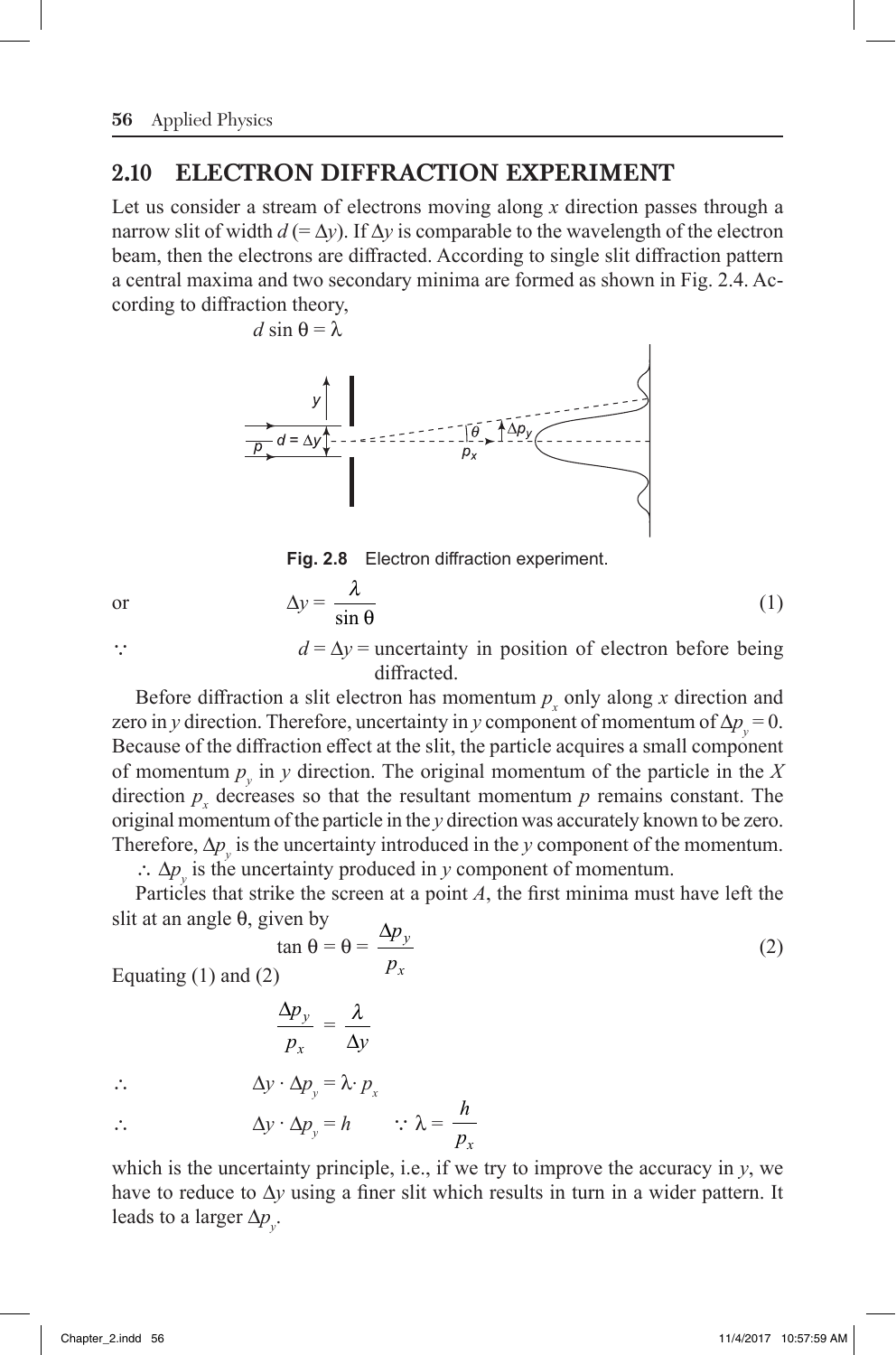## 2.10 ELECTRON DIFFRACTION EXPERIMENT

Let us consider a stream of electrons moving along $x$ direction passes through a narrow slit of width $d$ ($= \Delta y$). If $\Delta y$ is comparable to the wavelength of the electron beam, then the electrons are diffracted. According to single slit diffraction pattern a central maxima and two secondary minima are formed as shown in Fig. 2.4. According to diffraction theory,

$$d \sin \theta = \lambda$$

**Fig. 2.8** Electron diffraction experiment.

or
$$\Delta y = \frac{\lambda}{\sin \theta} \tag{1}$$

$\because$ $d = \Delta y$ = uncertainty in position of electron before being diffracted.

Before diffraction a slit electron has momentum $p_x$ only along $x$ direction and zero in $y$ direction. Therefore, uncertainty in $y$ component of momentum of $\Delta p_y = 0$. Because of the diffraction effect at the slit, the particle acquires a small component of momentum $p_y$ in $y$ direction. The original momentum of the particle in the $X$ direction $p_x$ decreases so that the resultant momentum $p$ remains constant. The original momentum of the particle in the $y$ direction was accurately known to be zero. Therefore, $\Delta p_y$ is the uncertainty introduced in the $y$ component of the momentum.

$\therefore$ $\Delta p_y$ is the uncertainty produced in $y$ component of momentum.

Particles that strike the screen at a point $A$, the first minima must have left the slit at an angle $\theta$, given by

$$\tan \theta = \theta = \frac{\Delta p_y}{p_x} \tag{2}$$

Equating (1) and (2)

$$\frac{\Delta p_y}{p_x} = \frac{\lambda}{\Delta y}$$

$$\therefore \quad \Delta y \cdot \Delta p_y = \lambda \cdot p_x$$

$$\therefore \quad \Delta y \cdot \Delta p_y = h \qquad \because \lambda = \frac{h}{p_x}$$

which is the uncertainty principle, i.e., if we try to improve the accuracy in $y$, we have to reduce to $\Delta y$ using a finer slit which results in turn in a wider pattern. It leads to a larger $\Delta p_y$.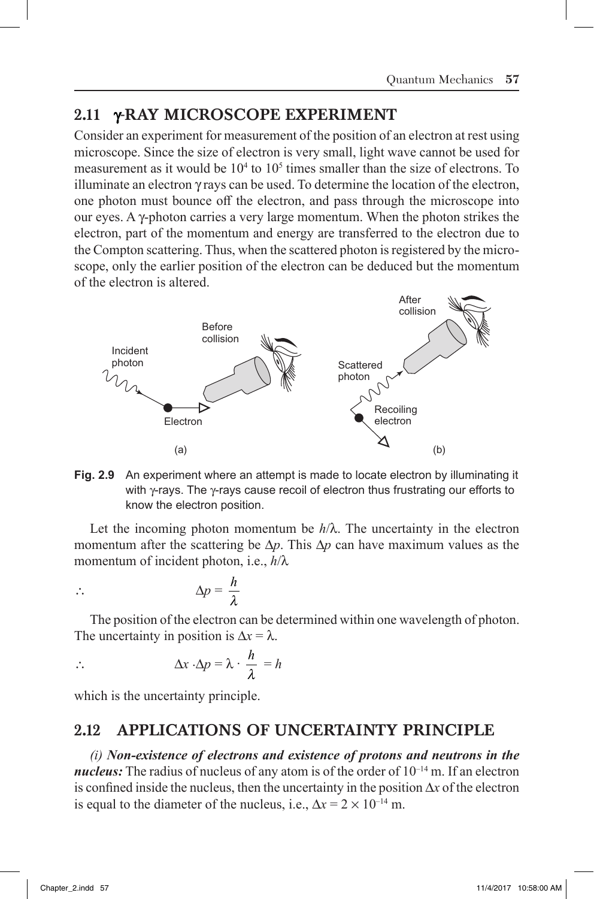## 2.11 γ-RAY MICROSCOPE EXPERIMENT

Consider an experiment for measurement of the position of an electron at rest using microscope. Since the size of electron is very small, light wave cannot be used for measurement as it would be $10^4$ to $10^5$ times smaller than the size of electrons. To illuminate an electron γ rays can be used. To determine the location of the electron, one photon must bounce off the electron, and pass through the microscope into our eyes. A γ-photon carries a very large momentum. When the photon strikes the electron, part of the momentum and energy are transferred to the electron due to the Compton scattering. Thus, when the scattered photon is registered by the microscope, only the earlier position of the electron can be deduced but the momentum of the electron is altered.

**Fig. 2.9** An experiment where an attempt is made to locate electron by illuminating it with γ-rays. The γ-rays cause recoil of electron thus frustrating our efforts to know the electron position.

Let the incoming photon momentum be $h/\lambda$. The uncertainty in the electron momentum after the scattering be $\Delta p$. This $\Delta p$ can have maximum values as the momentum of incident photon, i.e., $h/\lambda$

$$\therefore \qquad \Delta p = \frac{h}{\lambda}$$

The position of the electron can be determined within one wavelength of photon. The uncertainty in position is $\Delta x = \lambda$.

$$\therefore \qquad \Delta x \cdot \Delta p = \lambda \cdot \frac{h}{\lambda} = h$$

which is the uncertainty principle.

## 2.12 APPLICATIONS OF UNCERTAINTY PRINCIPLE

***(i) Non-existence of electrons and existence of protons and neutrons in the nucleus:*** The radius of nucleus of any atom is of the order of $10^{-14}$ m. If an electron is confined inside the nucleus, then the uncertainty in the position $\Delta x$ of the electron is equal to the diameter of the nucleus, i.e., $\Delta x = 2 \times 10^{-14}$ m.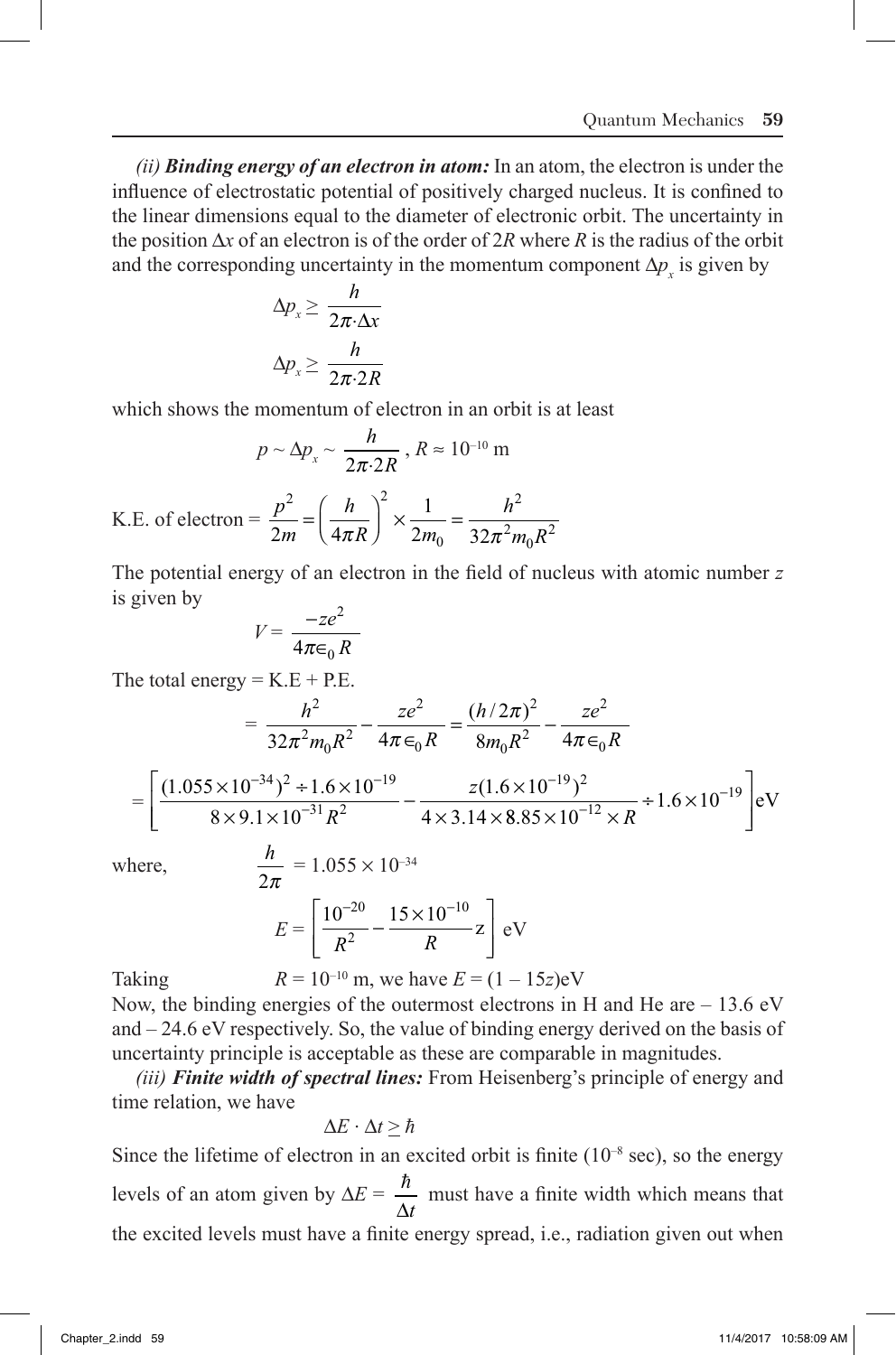*(ii)* ***Binding energy of an electron in atom:*** In an atom, the electron is under the influence of electrostatic potential of positively charged nucleus. It is confined to the linear dimensions equal to the diameter of electronic orbit. The uncertainty in the position $\Delta x$ of an electron is of the order of $2R$ where $R$ is the radius of the orbit and the corresponding uncertainty in the momentum component $\Delta p_x$ is given by

$$\Delta p_x \geq \frac{h}{2\pi \cdot \Delta x}$$

$$\Delta p_x \geq \frac{h}{2\pi \cdot 2R}$$

which shows the momentum of electron in an orbit is at least

$$p \sim \Delta p_x \sim \frac{h}{2\pi \cdot 2R}, \; R \approx 10^{-10} \text{ m}$$

$$\text{K.E. of electron} = \frac{p^2}{2m} = \left(\frac{h}{4\pi R}\right)^2 \times \frac{1}{2m_0} = \frac{h^2}{32\pi^2 m_0 R^2}$$

The potential energy of an electron in the field of nucleus with atomic number $z$ is given by

$$V = \frac{-ze^2}{4\pi\epsilon_0 R}$$

The total energy = K.E + P.E.

$$= \frac{h^2}{32\pi^2 m_0 R^2} - \frac{ze^2}{4\pi\epsilon_0 R} = \frac{(h/2\pi)^2}{8m_0 R^2} - \frac{ze^2}{4\pi\epsilon_0 R}$$

$$= \left[\frac{(1.055\times10^{-34})^2 \div 1.6\times10^{-19}}{8\times9.1\times10^{-31}R^2} - \frac{z(1.6\times10^{-19})^2}{4\times3.14\times8.85\times10^{-12}\times R} \div 1.6\times10^{-19}\right]\text{eV}$$

where, $\qquad \dfrac{h}{2\pi} = 1.055\times10^{-34}$

$$E = \left[\frac{10^{-20}}{R^2} - \frac{15\times10^{-10}}{R}\text{z}\right]\text{ eV}$$

Taking $\qquad R = 10^{-10}$ m, we have $E = (1 - 15z)$eV

Now, the binding energies of the outermost electrons in H and He are – 13.6 eV and – 24.6 eV respectively. So, the value of binding energy derived on the basis of uncertainty principle is acceptable as these are comparable in magnitudes.

*(iii)* ***Finite width of spectral lines:*** From Heisenberg's principle of energy and time relation, we have

$$\Delta E \cdot \Delta t \geq \hbar$$

Since the lifetime of electron in an excited orbit is finite ($10^{-8}$ sec), so the energy levels of an atom given by $\Delta E = \dfrac{\hbar}{\Delta t}$ must have a finite width which means that the excited levels must have a finite energy spread, i.e., radiation given out when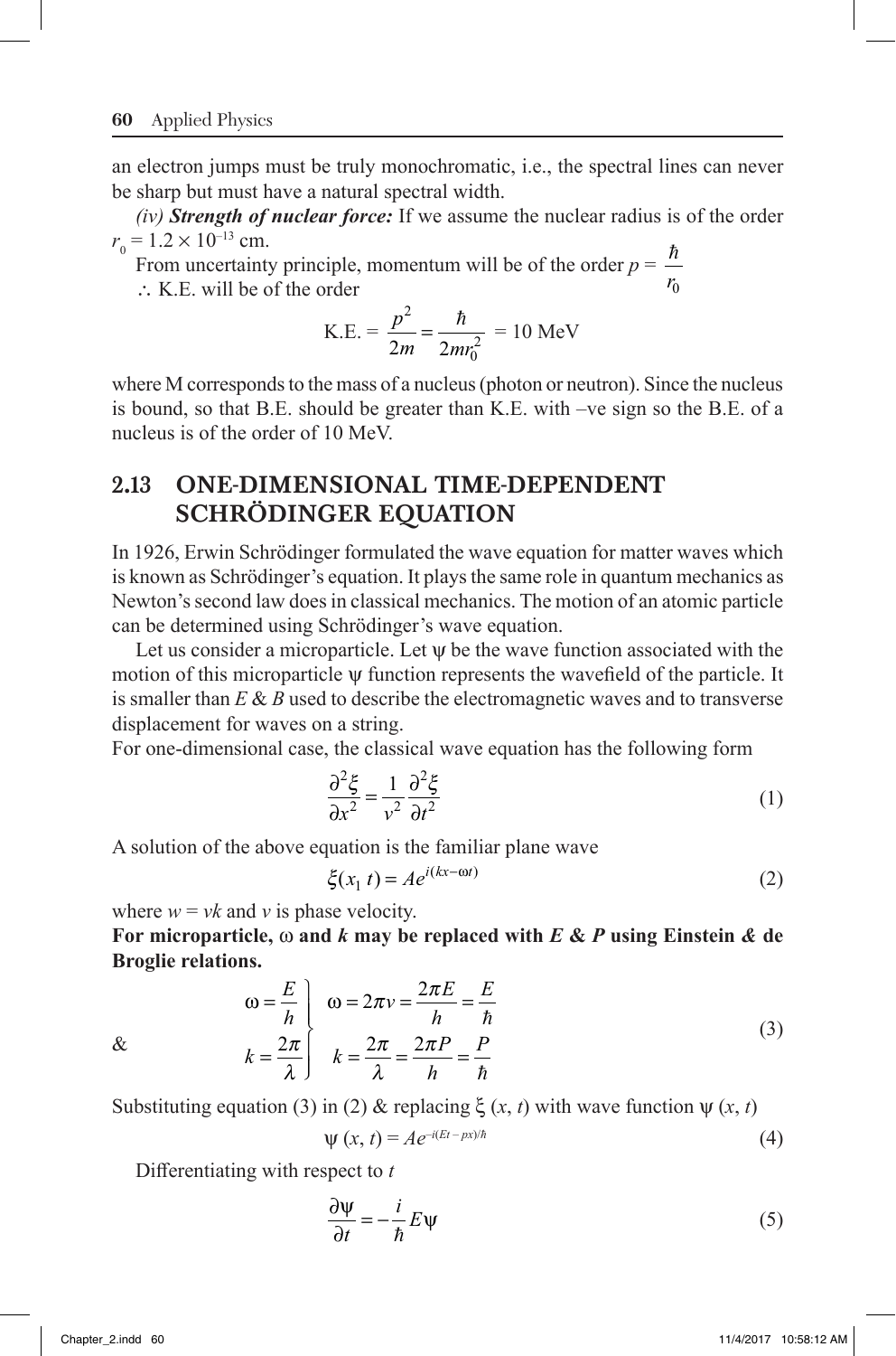an electron jumps must be truly monochromatic, i.e., the spectral lines can never be sharp but must have a natural spectral width.

*(iv)* ***Strength of nuclear force:*** If we assume the nuclear radius is of the order $r_0 = 1.2 \times 10^{-13}$ cm.

From uncertainty principle, momentum will be of the order $p = \dfrac{\hbar}{r_0}$

$\therefore$ K.E. will be of the order

$$\text{K.E.} = \frac{p^2}{2m} = \frac{\hbar}{2mr_0^2} = 10 \text{ MeV}$$

where M corresponds to the mass of a nucleus (photon or neutron). Since the nucleus is bound, so that B.E. should be greater than K.E. with –ve sign so the B.E. of a nucleus is of the order of 10 MeV.

## 2.13 ONE-DIMENSIONAL TIME-DEPENDENT SCHRÖDINGER EQUATION

In 1926, Erwin Schrödinger formulated the wave equation for matter waves which is known as Schrödinger's equation. It plays the same role in quantum mechanics as Newton's second law does in classical mechanics. The motion of an atomic particle can be determined using Schrödinger's wave equation.

Let us consider a microparticle. Let $\psi$ be the wave function associated with the motion of this microparticle $\psi$ function represents the wavefield of the particle. It is smaller than $E$ & $B$ used to describe the electromagnetic waves and to transverse displacement for waves on a string.

For one-dimensional case, the classical wave equation has the following form

$$\frac{\partial^2 \xi}{\partial x^2} = \frac{1}{v^2}\frac{\partial^2 \xi}{\partial t^2} \tag{1}$$

A solution of the above equation is the familiar plane wave

$$\xi(x_1\, t) = Ae^{i(kx - \omega t)} \tag{2}$$

where $w = vk$ and $v$ is phase velocity.

**For microparticle, $\omega$ and $k$ may be replaced with $E$ & $P$ using Einstein & de Broglie relations.**

$$\left.\begin{aligned} \omega &= \frac{E}{h} \\ \& \qquad k &= \frac{2\pi}{\lambda} \end{aligned}\right\} \quad \begin{aligned} \omega &= 2\pi\nu = \frac{2\pi E}{h} = \frac{E}{\hbar} \\ k &= \frac{2\pi}{\lambda} = \frac{2\pi P}{h} = \frac{P}{\hbar} \end{aligned} \tag{3}$$

Substituting equation (3) in (2) & replacing $\xi(x, t)$ with wave function $\psi(x, t)$

$$\psi(x, t) = Ae^{-i(Et - px)/\hbar} \tag{4}$$

Differentiating with respect to $t$

$$\frac{\partial \psi}{\partial t} = -\frac{i}{\hbar}E\psi \tag{5}$$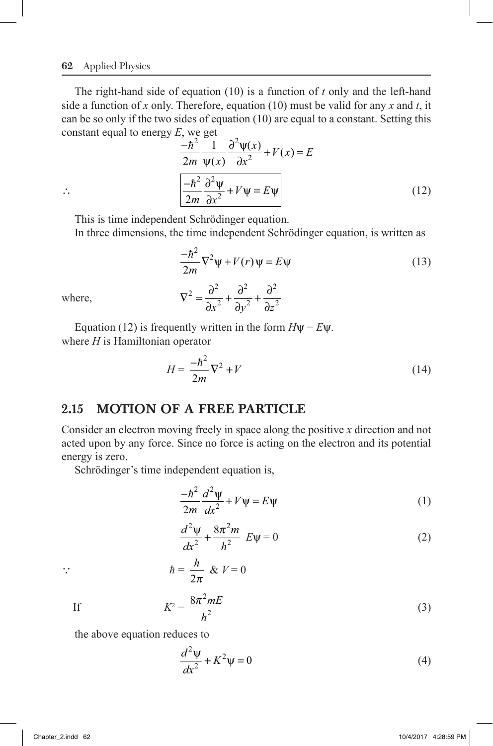The right-hand side of equation (10) is a function of $t$ only and the left-hand side a function of $x$ only. Therefore, equation (10) must be valid for any $x$ and $t$, it can be so only if the two sides of equation (10) are equal to a constant. Setting this constant equal to energy $E$, we get

$$\frac{-\hbar^2}{2m}\frac{1}{\psi(x)}\frac{\partial^2\psi(x)}{\partial x^2}+V(x)=E$$

$$\therefore \qquad \boxed{\frac{-\hbar^2}{2m}\frac{\partial^2\psi}{\partial x^2}+V\psi=E\psi} \tag{12}$$

This is time independent Schrödinger equation.

In three dimensions, the time independent Schrödinger equation, is written as

$$\frac{-\hbar^2}{2m}\nabla^2\psi+V(r)\,\psi=E\psi \tag{13}$$

where,
$$\nabla^2=\frac{\partial^2}{\partial x^2}+\frac{\partial^2}{\partial y^2}+\frac{\partial^2}{\partial z^2}$$

Equation (12) is frequently written in the form $H\psi = E\psi$.
where $H$ is Hamiltonian operator

$$H=\frac{-\hbar^2}{2m}\nabla^2+V \tag{14}$$

## 2.15 MOTION OF A FREE PARTICLE

Consider an electron moving freely in space along the positive $x$ direction and not acted upon by any force. Since no force is acting on the electron and its potential energy is zero.

Schrödinger's time independent equation is,

$$\frac{-\hbar^2}{2m}\frac{d^2\psi}{dx^2}+V\psi=E\psi \tag{1}$$

$$\frac{d^2\psi}{dx^2}+\frac{8\pi^2 m}{h^2}\;E\psi=0 \tag{2}$$

$$\because \qquad \hbar=\frac{h}{2\pi}\;\&\;V=0$$

If
$$K^2=\frac{8\pi^2 mE}{h^2} \tag{3}$$

the above equation reduces to

$$\frac{d^2\psi}{dx^2}+K^2\psi=0 \tag{4}$$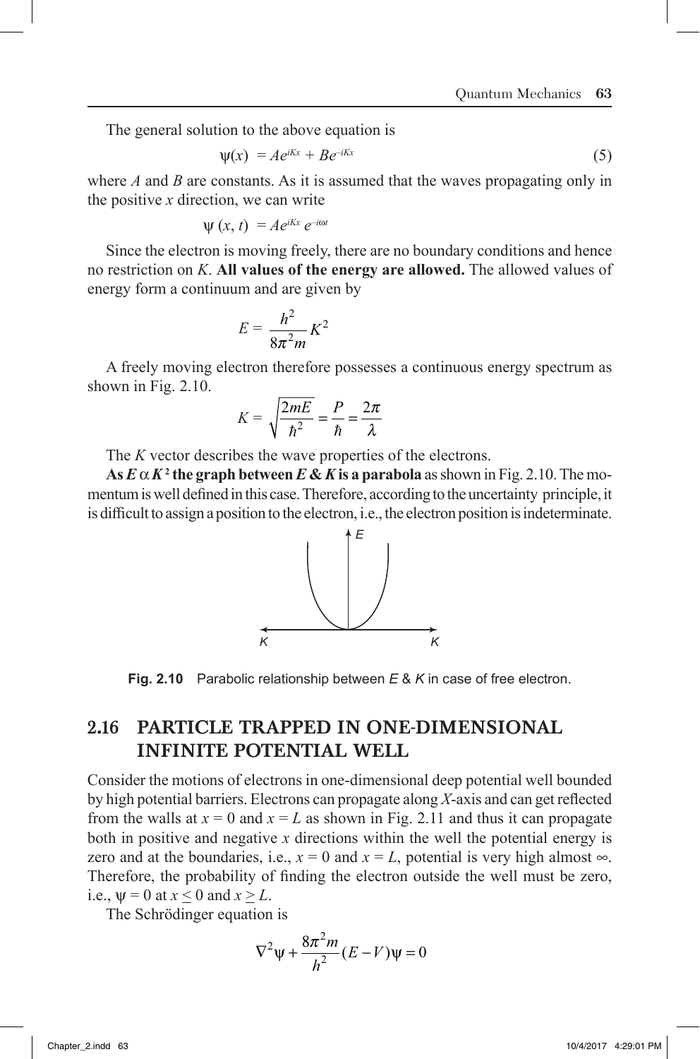The general solution to the above equation is

$$\psi(x) = Ae^{iKx} + Be^{-iKx} \tag{5}$$

where $A$ and $B$ are constants. As it is assumed that the waves propagating only in the positive $x$ direction, we can write

$$\psi(x, t) = Ae^{iKx} e^{-i\omega t}$$

Since the electron is moving freely, there are no boundary conditions and hence no restriction on $K$. **All values of the energy are allowed.** The allowed values of energy form a continuum and are given by

$$E = \frac{h^2}{8\pi^2 m} K^2$$

A freely moving electron therefore possesses a continuous energy spectrum as shown in Fig. 2.10.

$$K = \sqrt{\frac{2mE}{\hbar^2}} = \frac{P}{\hbar} = \frac{2\pi}{\lambda}$$

The $K$ vector describes the wave properties of the electrons.

**As $E \propto K^2$ the graph between $E$ & $K$ is a parabola** as shown in Fig. 2.10. The momentum is well defined in this case. Therefore, according to the uncertainty principle, it is difficult to assign a position to the electron, i.e., the electron position is indeterminate.

**Fig. 2.10** Parabolic relationship between $E$ & $K$ in case of free electron.

## 2.16 PARTICLE TRAPPED IN ONE-DIMENSIONAL INFINITE POTENTIAL WELL

Consider the motions of electrons in one-dimensional deep potential well bounded by high potential barriers. Electrons can propagate along $X$-axis and can get reflected from the walls at $x = 0$ and $x = L$ as shown in Fig. 2.11 and thus it can propagate both in positive and negative $x$ directions within the well the potential energy is zero and at the boundaries, i.e., $x = 0$ and $x = L$, potential is very high almost $\infty$. Therefore, the probability of finding the electron outside the well must be zero, i.e., $\psi = 0$ at $x \leq 0$ and $x \geq L$.

The Schrödinger equation is

$$\nabla^2\psi + \frac{8\pi^2 m}{h^2}(E - V)\psi = 0$$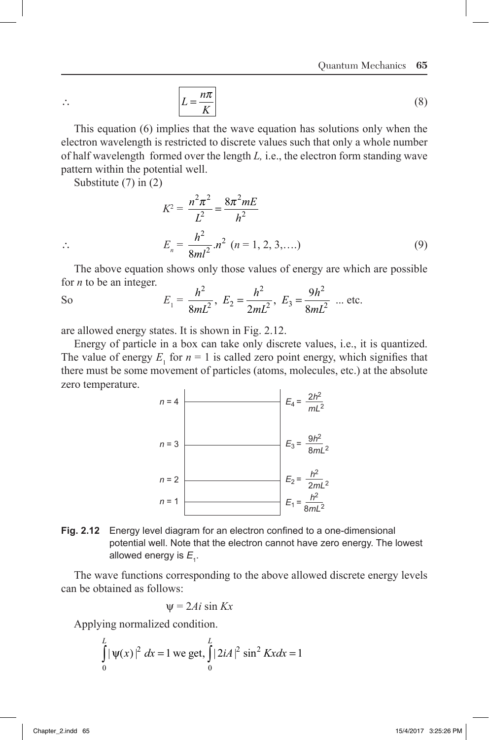$$\therefore \qquad \boxed{L = \frac{n\pi}{K}} \tag{8}$$

This equation (6) implies that the wave equation has solutions only when the electron wavelength is restricted to discrete values such that only a whole number of half wavelength formed over the length *L,* i.e., the electron form standing wave pattern within the potential well.

Substitute (7) in (2)

$$K^2 = \frac{n^2\pi^2}{L^2} = \frac{8\pi^2 mE}{h^2}$$

$$\therefore \qquad E_n = \frac{h^2}{8ml^2}.n^2 \;\; (n = 1, 2, 3,....) \tag{9}$$

The above equation shows only those values of energy are which are possible for *n* to be an integer.

So $$E_1 = \frac{h^2}{8mL^2},\; E_2 = \frac{h^2}{2mL^2},\; E_3 = \frac{9h^2}{8mL^2} \text{ ... etc.}$$

are allowed energy states. It is shown in Fig. 2.12.

Energy of particle in a box can take only discrete values, i.e., it is quantized. The value of energy $E_1$ for $n = 1$ is called zero point energy, which signifies that there must be some movement of particles (atoms, molecules, etc.) at the absolute zero temperature.

| Level | Energy |
|---|---|
| $n = 4$ | $E_4 = \frac{2h^2}{mL^2}$ |
| $n = 3$ | $E_3 = \frac{9h^2}{8mL^2}$ |
| $n = 2$ | $E_2 = \frac{h^2}{2mL^2}$ |
| $n = 1$ | $E_1 = \frac{h^2}{8mL^2}$ |

**Fig. 2.12** Energy level diagram for an electron confined to a one-dimensional potential well. Note that the electron cannot have zero energy. The lowest allowed energy is $E_1$.

The wave functions corresponding to the above allowed discrete energy levels can be obtained as follows:

$$\psi = 2Ai \sin Kx$$

Applying normalized condition.

$$\int_0^L |\psi(x)|^2 \, dx = 1 \text{ we get, } \int_0^L |2iA|^2 \sin^2 Kx dx = 1$$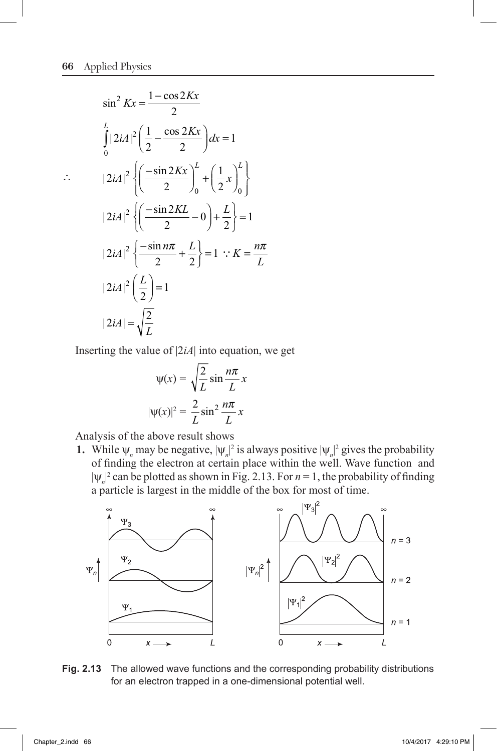$$\sin^2 Kx = \frac{1-\cos 2Kx}{2}$$

$$\int_0^L |2iA|^2 \left(\frac{1}{2} - \frac{\cos 2Kx}{2}\right) dx = 1$$

$$\therefore \qquad |2iA|^2 \left\{ \left(\frac{-\sin 2Kx}{2}\right)_0^L + \left(\frac{1}{2}x\right)_0^L \right\}$$

$$|2iA|^2 \left\{ \left(\frac{-\sin 2KL}{2} - 0\right) + \frac{L}{2} \right\} = 1$$

$$|2iA|^2 \left\{ \frac{-\sin n\pi}{2} + \frac{L}{2} \right\} = 1 \quad \because K = \frac{n\pi}{L}$$

$$|2iA|^2 \left(\frac{L}{2}\right) = 1$$

$$|2iA| = \sqrt{\frac{2}{L}}$$

Inserting the value of $|2iA|$ into equation, we get

$$\psi(x) = \sqrt{\frac{2}{L}} \sin \frac{n\pi}{L} x$$

$$|\psi(x)|^2 = \frac{2}{L} \sin^2 \frac{n\pi}{L} x$$

Analysis of the above result shows

**1.** While $\psi_n$ may be negative, $|\psi_n|^2$ is always positive $|\psi_n|^2$ gives the probability of finding the electron at certain place within the well. Wave function and $|\psi_n|^2$ can be plotted as shown in Fig. 2.13. For $n = 1$, the probability of finding a particle is largest in the middle of the box for most of time.

**Fig. 2.13** The allowed wave functions and the corresponding probability distributions for an electron trapped in a one-dimensional potential well.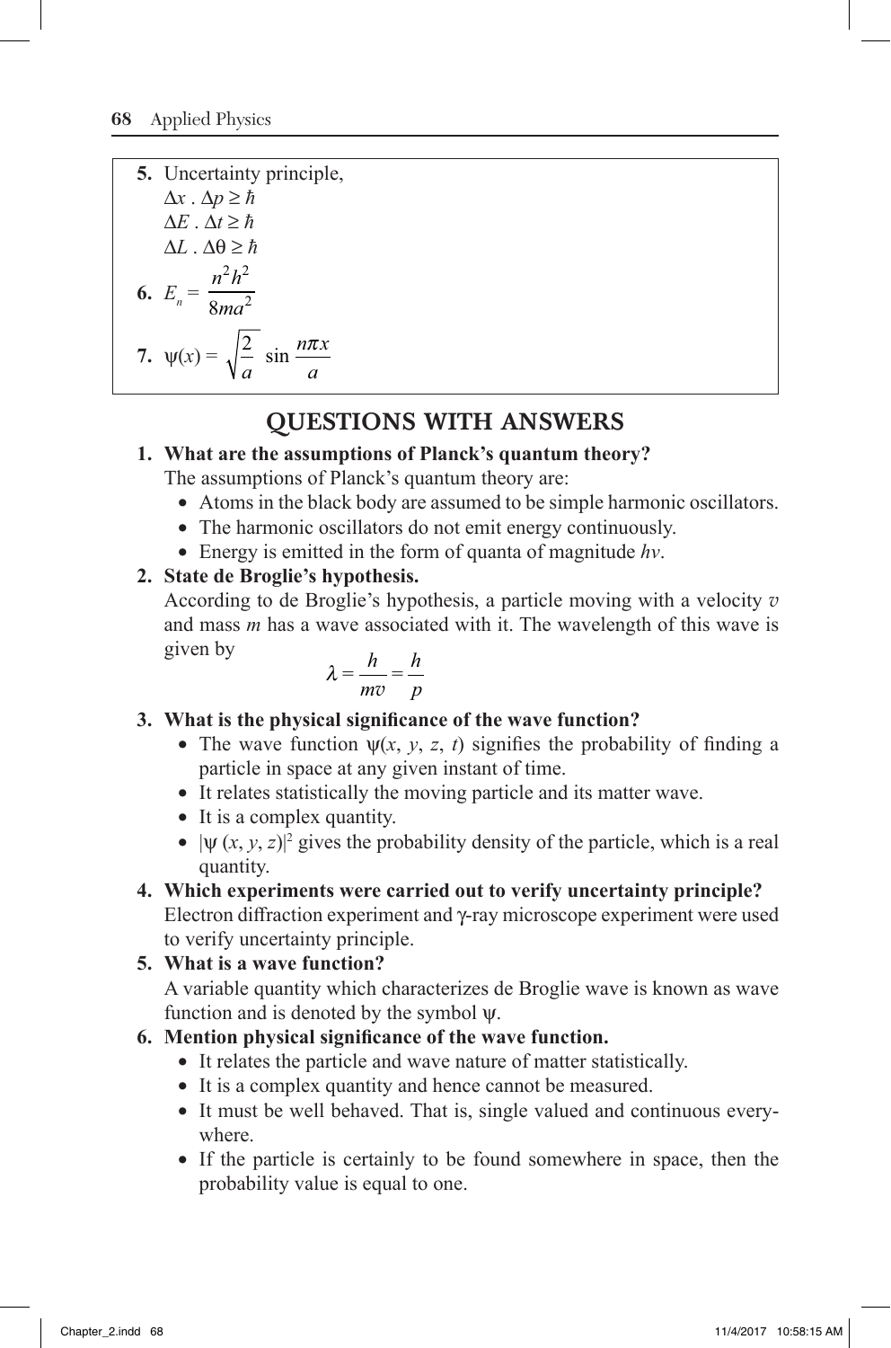5. Uncertainty principle,

   $\Delta x \,.\, \Delta p \geq \hbar$

   $\Delta E \,.\, \Delta t \geq \hbar$

   $\Delta L \,.\, \Delta \theta \geq \hbar$

6. $E_n = \dfrac{n^2 h^2}{8ma^2}$

7. $\psi(x) = \sqrt{\dfrac{2}{a}} \sin \dfrac{n\pi x}{a}$

## QUESTIONS WITH ANSWERS

**1. What are the assumptions of Planck's quantum theory?**

The assumptions of Planck's quantum theory are:

- Atoms in the black body are assumed to be simple harmonic oscillators.
- The harmonic oscillators do not emit energy continuously.
- Energy is emitted in the form of quanta of magnitude $h\nu$.

**2. State de Broglie's hypothesis.**

According to de Broglie's hypothesis, a particle moving with a velocity $v$ and mass $m$ has a wave associated with it. The wavelength of this wave is given by

$$\lambda = \frac{h}{mv} = \frac{h}{p}$$

**3. What is the physical significance of the wave function?**

- The wave function $\psi(x, y, z, t)$ signifies the probability of finding a particle in space at any given instant of time.
- It relates statistically the moving particle and its matter wave.
- It is a complex quantity.
- $|\psi(x, y, z)|^2$ gives the probability density of the particle, which is a real quantity.

**4. Which experiments were carried out to verify uncertainty principle?**

Electron diffraction experiment and $\gamma$-ray microscope experiment were used to verify uncertainty principle.

**5. What is a wave function?**

A variable quantity which characterizes de Broglie wave is known as wave function and is denoted by the symbol $\psi$.

**6. Mention physical significance of the wave function.**

- It relates the particle and wave nature of matter statistically.
- It is a complex quantity and hence cannot be measured.
- It must be well behaved. That is, single valued and continuous everywhere.
- If the particle is certainly to be found somewhere in space, then the probability value is equal to one.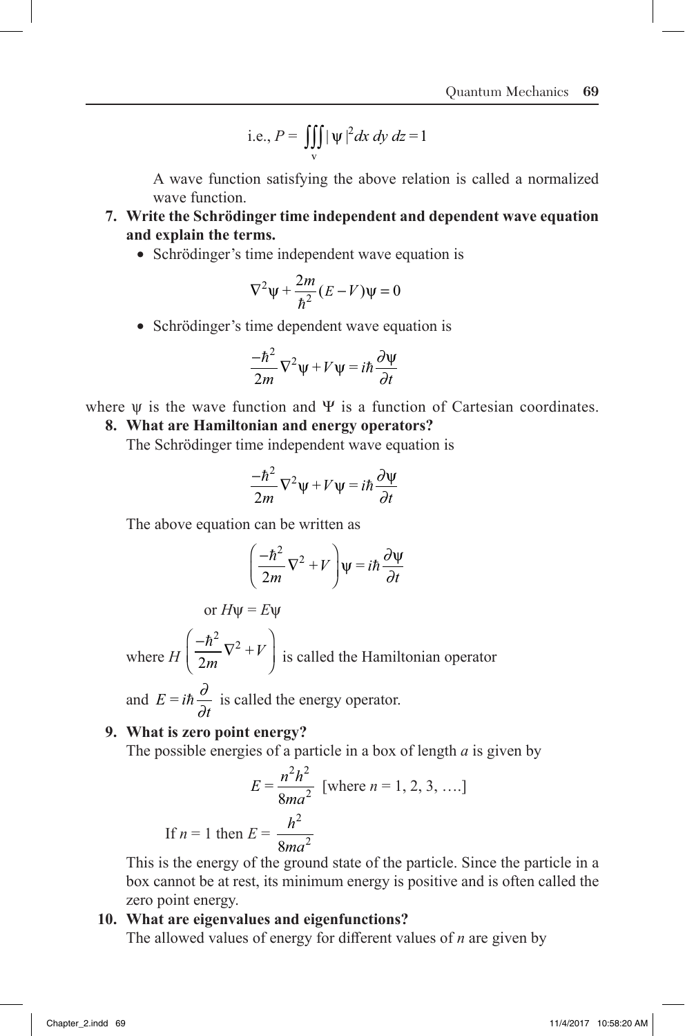$$\text{i.e., } P = \iiint_{v} |\psi|^2 dx\, dy\, dz = 1$$

A wave function satisfying the above relation is called a normalized wave function.

**7. Write the Schrödinger time independent and dependent wave equation and explain the terms.**

- Schrödinger's time independent wave equation is

$$\nabla^2\psi + \frac{2m}{\hbar^2}(E - V)\psi = 0$$

- Schrödinger's time dependent wave equation is

$$\frac{-\hbar^2}{2m}\nabla^2\psi + V\psi = i\hbar\frac{\partial\psi}{\partial t}$$

where $\psi$ is the wave function and $\Psi$ is a function of Cartesian coordinates.

**8. What are Hamiltonian and energy operators?**

The Schrödinger time independent wave equation is

$$\frac{-\hbar^2}{2m}\nabla^2\psi + V\psi = i\hbar\frac{\partial\psi}{\partial t}$$

The above equation can be written as

$$\left(\frac{-\hbar^2}{2m}\nabla^2 + V\right)\psi = i\hbar\frac{\partial\psi}{\partial t}$$

or $H\psi = E\psi$

where $H\left(\frac{-\hbar^2}{2m}\nabla^2 + V\right)$ is called the Hamiltonian operator

and $E = i\hbar\frac{\partial}{\partial t}$ is called the energy operator.

**9. What is zero point energy?**

The possible energies of a particle in a box of length $a$ is given by

$$E = \frac{n^2h^2}{8ma^2} \text{ [where } n = 1, 2, 3, \ldots\text{]}$$

If $n = 1$ then $E = \dfrac{h^2}{8ma^2}$

This is the energy of the ground state of the particle. Since the particle in a box cannot be at rest, its minimum energy is positive and is often called the zero point energy.

**10. What are eigenvalues and eigenfunctions?**

The allowed values of energy for different values of $n$ are given by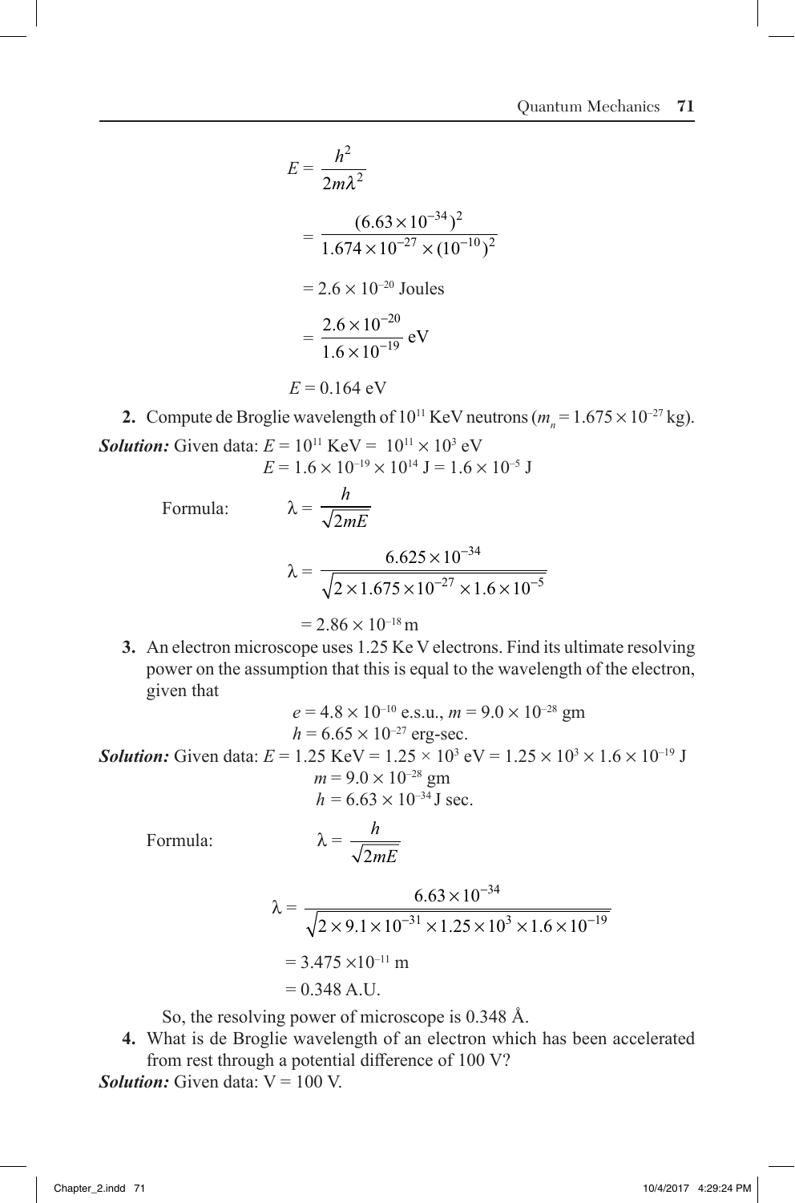$$E = \frac{h^2}{2m\lambda^2}$$

$$= \frac{(6.63 \times 10^{-34})^2}{1.674 \times 10^{-27} \times (10^{-10})^2}$$

$$= 2.6 \times 10^{-20} \text{ Joules}$$

$$= \frac{2.6 \times 10^{-20}}{1.6 \times 10^{-19}} \text{ eV}$$

$$E = 0.164 \text{ eV}$$

**2.** Compute de Broglie wavelength of $10^{11}$ KeV neutrons ($m_n = 1.675 \times 10^{-27}$ kg).

***Solution:*** Given data: $E = 10^{11}$ KeV = $10^{11} \times 10^3$ eV

$E = 1.6 \times 10^{-19} \times 10^{14}$ J = $1.6 \times 10^{-5}$ J

Formula:
$$\lambda = \frac{h}{\sqrt{2mE}}$$

$$\lambda = \frac{6.625 \times 10^{-34}}{\sqrt{2 \times 1.675 \times 10^{-27} \times 1.6 \times 10^{-5}}}$$

$$= 2.86 \times 10^{-18} \text{ m}$$

**3.** An electron microscope uses 1.25 Ke V electrons. Find its ultimate resolving power on the assumption that this is equal to the wavelength of the electron, given that

$e = 4.8 \times 10^{-10}$ e.s.u., $m = 9.0 \times 10^{-28}$ gm

$h = 6.65 \times 10^{-27}$ erg-sec.

***Solution:*** Given data: $E = 1.25$ KeV = $1.25 \times 10^3$ eV = $1.25 \times 10^3 \times 1.6 \times 10^{-19}$ J

$m = 9.0 \times 10^{-28}$ gm

$h = 6.63 \times 10^{-34}$ J sec.

Formula:
$$\lambda = \frac{h}{\sqrt{2mE}}$$

$$\lambda = \frac{6.63 \times 10^{-34}}{\sqrt{2 \times 9.1 \times 10^{-31} \times 1.25 \times 10^3 \times 1.6 \times 10^{-19}}}$$

$$= 3.475 \times 10^{-11} \text{ m}$$

$$= 0.348 \text{ A.U.}$$

So, the resolving power of microscope is 0.348 Å.

**4.** What is de Broglie wavelength of an electron which has been accelerated from rest through a potential difference of 100 V?

***Solution:*** Given data: V = 100 V.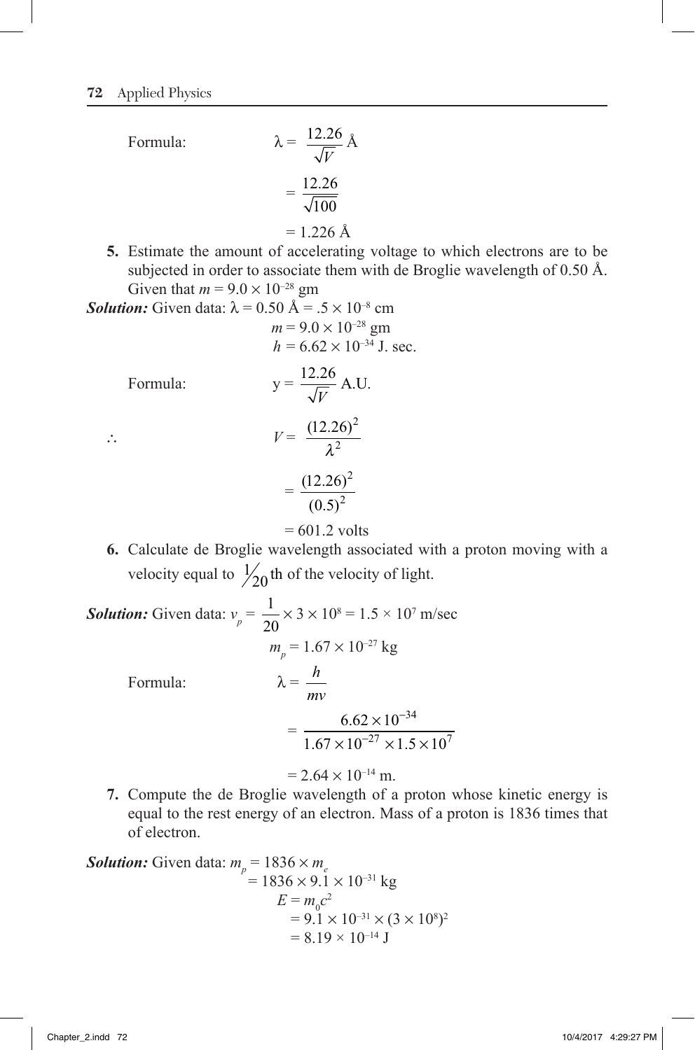Formula: $\lambda = \frac{12.26}{\sqrt{V}}$ Å

$$= \frac{12.26}{\sqrt{100}}$$

$$= 1.226 \text{ Å}$$

**5.** Estimate the amount of accelerating voltage to which electrons are to be subjected in order to associate them with de Broglie wavelength of 0.50 Å. Given that $m = 9.0 \times 10^{-28}$ gm

***Solution:*** Given data: $\lambda = 0.50 \text{ Å} = .5 \times 10^{-8}$ cm

$$m = 9.0 \times 10^{-28} \text{ gm}$$

$$h = 6.62 \times 10^{-34} \text{ J. sec.}$$

Formula: $y = \frac{12.26}{\sqrt{V}}$ A.U.

$$\therefore \quad V = \frac{(12.26)^2}{\lambda^2}$$

$$= \frac{(12.26)^2}{(0.5)^2}$$

$$= 601.2 \text{ volts}$$

**6.** Calculate de Broglie wavelength associated with a proton moving with a velocity equal to $\frac{1}{20}$th of the velocity of light.

***Solution:*** Given data: $v_p = \frac{1}{20} \times 3 \times 10^8 = 1.5 \times 10^7$ m/sec

$$m_p = 1.67 \times 10^{-27} \text{ kg}$$

Formula: $\lambda = \frac{h}{mv}$

$$= \frac{6.62 \times 10^{-34}}{1.67 \times 10^{-27} \times 1.5 \times 10^7}$$

$$= 2.64 \times 10^{-14} \text{ m.}$$

**7.** Compute the de Broglie wavelength of a proton whose kinetic energy is equal to the rest energy of an electron. Mass of a proton is 1836 times that of electron.

***Solution:*** Given data: $m_p = 1836 \times m_e$

$$= 1836 \times 9.1 \times 10^{-31} \text{ kg}$$

$$E = m_0 c^2$$

$$= 9.1 \times 10^{-31} \times (3 \times 10^8)^2$$

$$= 8.19 \times 10^{-14} \text{ J}$$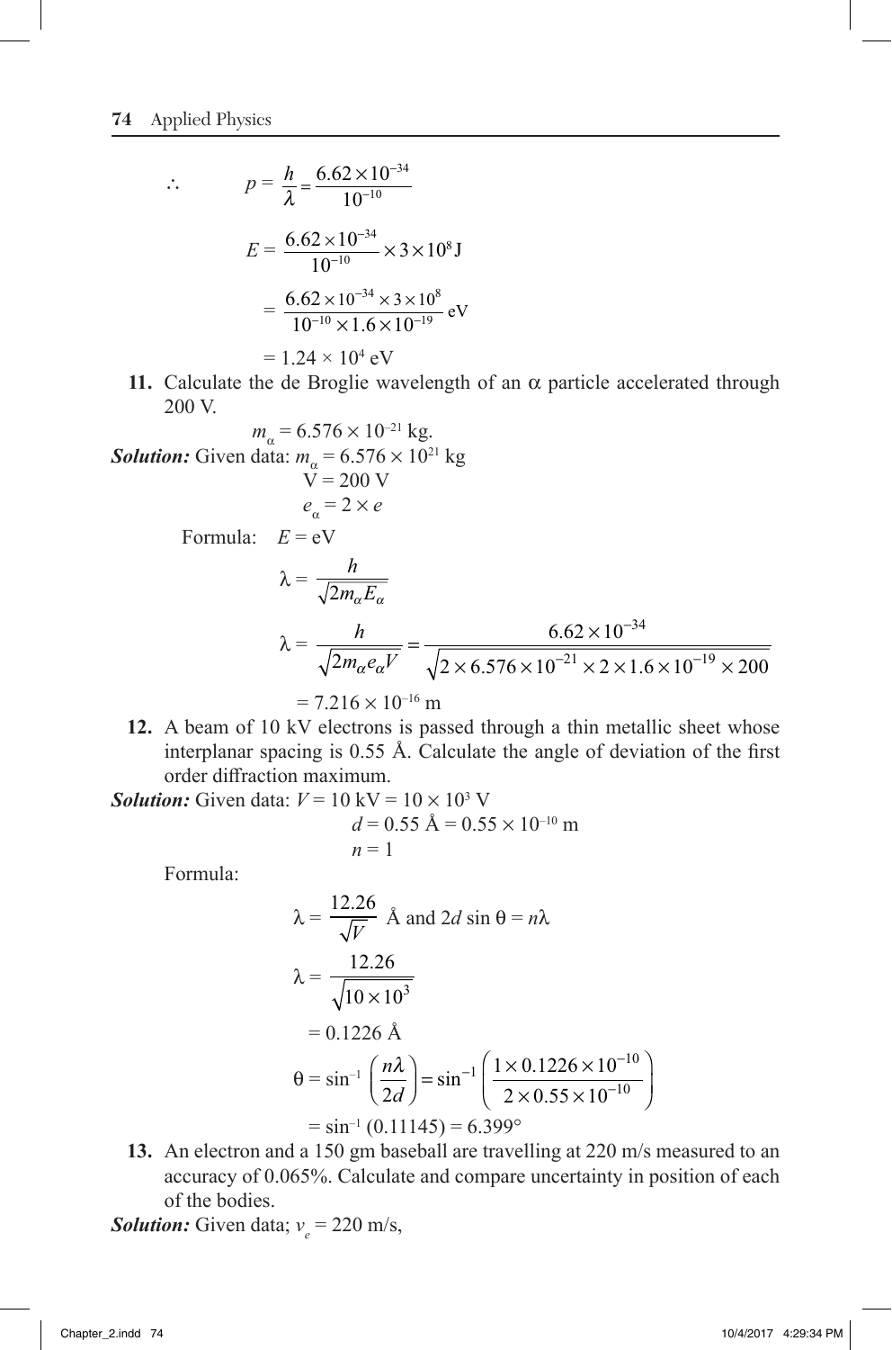$$\therefore \qquad p = \frac{h}{\lambda} = \frac{6.62 \times 10^{-34}}{10^{-10}}$$

$$E = \frac{6.62 \times 10^{-34}}{10^{-10}} \times 3 \times 10^{8} \text{ J}$$

$$= \frac{6.62 \times 10^{-34} \times 3 \times 10^{8}}{10^{-10} \times 1.6 \times 10^{-19}} \text{ eV}$$

$$= 1.24 \times 10^{4} \text{ eV}$$

**11.** Calculate the de Broglie wavelength of an $\alpha$ particle accelerated through 200 V.

$m_{\alpha} = 6.576 \times 10^{-21}$ kg.

***Solution:*** Given data: $m_{\alpha} = 6.576 \times 10^{21}$ kg

$V = 200$ V

$e_{\alpha} = 2 \times e$

Formula: $E = \text{eV}$

$$\lambda = \frac{h}{\sqrt{2 m_{\alpha} E_{\alpha}}}$$

$$\lambda = \frac{h}{\sqrt{2 m_{\alpha} e_{\alpha} V}} = \frac{6.62 \times 10^{-34}}{\sqrt{2 \times 6.576 \times 10^{-21} \times 2 \times 1.6 \times 10^{-19} \times 200}}$$

$$= 7.216 \times 10^{-16} \text{ m}$$

**12.** A beam of 10 kV electrons is passed through a thin metallic sheet whose interplanar spacing is 0.55 Å. Calculate the angle of deviation of the first order diffraction maximum.

***Solution:*** Given data: $V = 10 \text{ kV} = 10 \times 10^{3}$ V

$d = 0.55 \text{ Å} = 0.55 \times 10^{-10}$ m

$n = 1$

Formula:

$$\lambda = \frac{12.26}{\sqrt{V}} \text{ Å and } 2d \sin\theta = n\lambda$$

$$\lambda = \frac{12.26}{\sqrt{10 \times 10^{3}}}$$

$$= 0.1226 \text{ Å}$$

$$\theta = \sin^{-1}\left(\frac{n\lambda}{2d}\right) = \sin^{-1}\left(\frac{1 \times 0.1226 \times 10^{-10}}{2 \times 0.55 \times 10^{-10}}\right)$$

$$= \sin^{-1}(0.11145) = 6.399^{\circ}$$

**13.** An electron and a 150 gm baseball are travelling at 220 m/s measured to an accuracy of 0.065%. Calculate and compare uncertainty in position of each of the bodies.

***Solution:*** Given data; $v_{e} = 220$ m/s,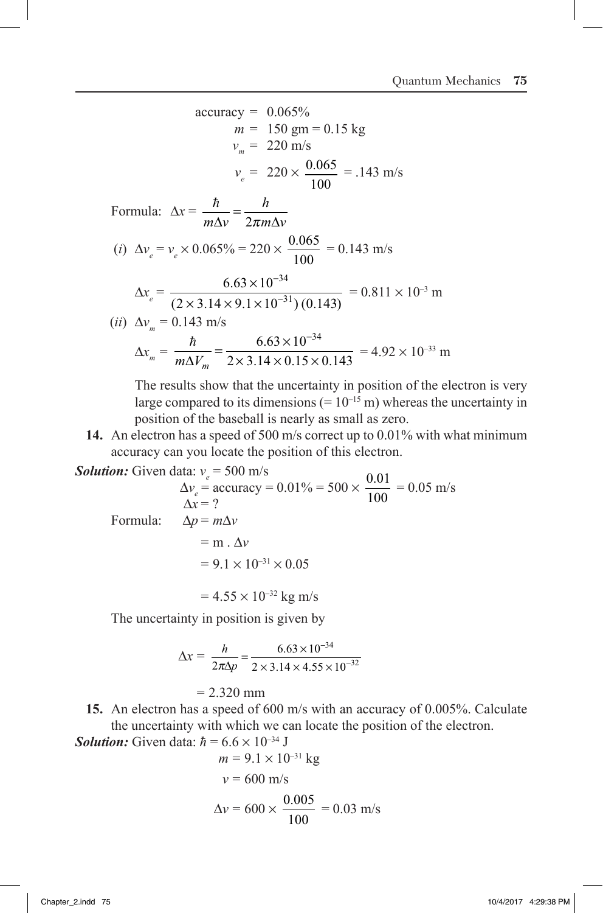$$\text{accuracy} = 0.065\%$$

$$m = 150 \text{ gm} = 0.15 \text{ kg}$$

$$v_m = 220 \text{ m/s}$$

$$v_e = 220 \times \frac{0.065}{100} = .143 \text{ m/s}$$

Formula: $\Delta x = \dfrac{\hbar}{m\Delta v} = \dfrac{h}{2\pi m \Delta v}$

(*i*) $\Delta v_e = v_e \times 0.065\% = 220 \times \dfrac{0.065}{100} = 0.143$ m/s

$$\Delta x_e = \frac{6.63 \times 10^{-34}}{(2 \times 3.14 \times 9.1 \times 10^{-31})\,(0.143)} = 0.811 \times 10^{-3} \text{ m}$$

(*ii*) $\Delta v_m = 0.143$ m/s

$$\Delta x_m = \frac{\hbar}{m \Delta V_m} = \frac{6.63 \times 10^{-34}}{2 \times 3.14 \times 0.15 \times 0.143} = 4.92 \times 10^{-33} \text{ m}$$

The results show that the uncertainty in position of the electron is very large compared to its dimensions ($= 10^{-15}$ m) whereas the uncertainty in position of the baseball is nearly as small as zero.

**14.** An electron has a speed of 500 m/s correct up to 0.01% with what minimum accuracy can you locate the position of this electron.

***Solution:*** Given data: $v_e = 500$ m/s

$$\Delta v_e = \text{accuracy} = 0.01\% = 500 \times \frac{0.01}{100} = 0.05 \text{ m/s}$$

$$\Delta x = ?$$

Formula: $\Delta p = m\Delta v$

$$= \text{m} \,.\, \Delta v$$

$$= 9.1 \times 10^{-31} \times 0.05$$

$$= 4.55 \times 10^{-32} \text{ kg m/s}$$

The uncertainty in position is given by

$$\Delta x = \frac{h}{2\pi \Delta p} = \frac{6.63 \times 10^{-34}}{2 \times 3.14 \times 4.55 \times 10^{-32}}$$

$$= 2.320 \text{ mm}$$

**15.** An electron has a speed of 600 m/s with an accuracy of 0.005%. Calculate the uncertainty with which we can locate the position of the electron.

***Solution:*** Given data: $\hbar = 6.6 \times 10^{-34}$ J

$$m = 9.1 \times 10^{-31} \text{ kg}$$

$$v = 600 \text{ m/s}$$

$$\Delta v = 600 \times \frac{0.005}{100} = 0.03 \text{ m/s}$$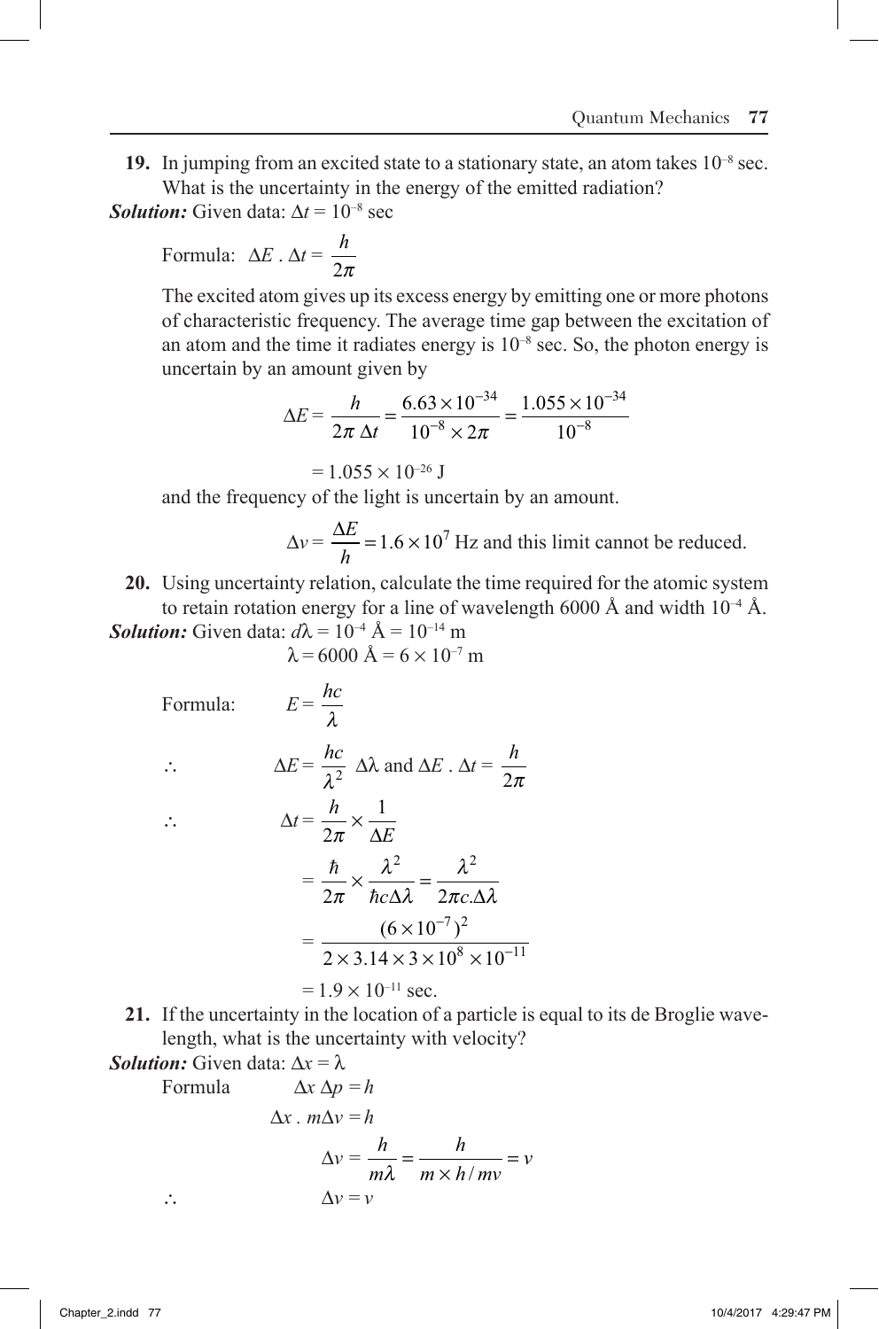**19.** In jumping from an excited state to a stationary state, an atom takes $10^{-8}$ sec. What is the uncertainty in the energy of the emitted radiation?

***Solution:*** Given data: $\Delta t = 10^{-8}$ sec

Formula: $\Delta E \, . \, \Delta t = \dfrac{h}{2\pi}$

The excited atom gives up its excess energy by emitting one or more photons of characteristic frequency. The average time gap between the excitation of an atom and the time it radiates energy is $10^{-8}$ sec. So, the photon energy is uncertain by an amount given by

$$\Delta E = \frac{h}{2\pi \, \Delta t} = \frac{6.63 \times 10^{-34}}{10^{-8} \times 2\pi} = \frac{1.055 \times 10^{-34}}{10^{-8}}$$

$$= 1.055 \times 10^{-26} \text{ J}$$

and the frequency of the light is uncertain by an amount.

$$\Delta v = \frac{\Delta E}{h} = 1.6 \times 10^{7} \text{ Hz and this limit cannot be reduced.}$$

**20.** Using uncertainty relation, calculate the time required for the atomic system to retain rotation energy for a line of wavelength 6000 Å and width $10^{-4}$ Å.

***Solution:*** Given data: $d\lambda = 10^{-4}$ Å $= 10^{-14}$ m

$\lambda = 6000$ Å $= 6 \times 10^{-7}$ m

Formula: $E = \dfrac{hc}{\lambda}$

$\therefore \quad \Delta E = \dfrac{hc}{\lambda^2} \, \Delta\lambda$ and $\Delta E \, . \, \Delta t = \dfrac{h}{2\pi}$

$$\therefore \quad \Delta t = \frac{h}{2\pi} \times \frac{1}{\Delta E}$$

$$= \frac{\hbar}{2\pi} \times \frac{\lambda^2}{\hbar c \Delta\lambda} = \frac{\lambda^2}{2\pi c . \Delta\lambda}$$

$$= \frac{(6 \times 10^{-7})^2}{2 \times 3.14 \times 3 \times 10^{8} \times 10^{-11}}$$

$$= 1.9 \times 10^{-11} \text{ sec.}$$

**21.** If the uncertainty in the location of a particle is equal to its de Broglie wavelength, what is the uncertainty with velocity?

***Solution:*** Given data: $\Delta x = \lambda$

Formula $\quad \Delta x \, \Delta p = h$

$$\Delta x \, . \, m\Delta v = h$$

$$\Delta v = \frac{h}{m\lambda} = \frac{h}{m \times h / mv} = v$$

$$\therefore \quad \Delta v = v$$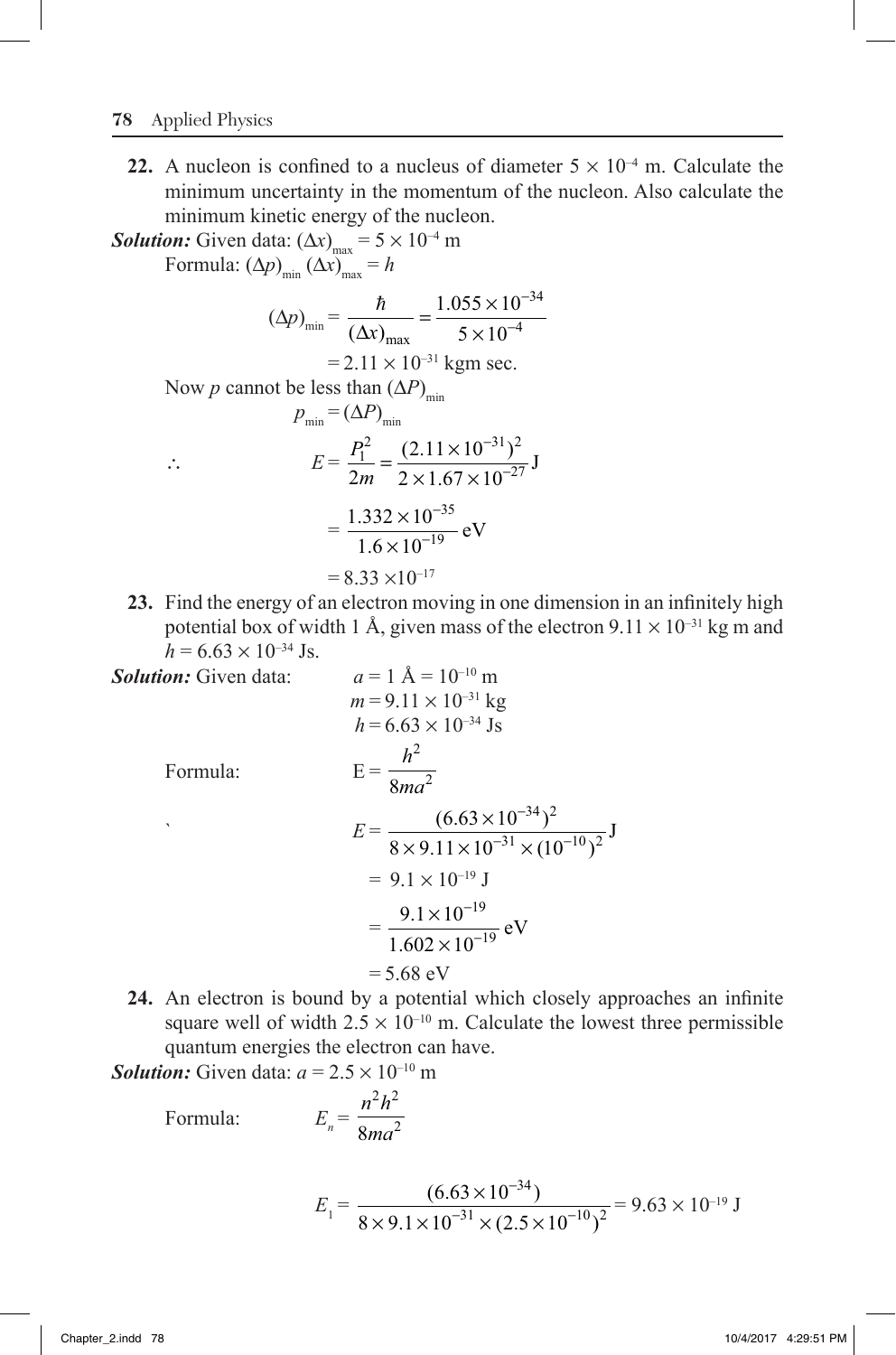**22.** A nucleon is confined to a nucleus of diameter $5 \times 10^{-4}$ m. Calculate the minimum uncertainty in the momentum of the nucleon. Also calculate the minimum kinetic energy of the nucleon.

***Solution:*** Given data: $(\Delta x)_{\max} = 5 \times 10^{-4}$ m

Formula: $(\Delta p)_{\min} (\Delta x)_{\max} = h$

$$(\Delta p)_{\min} = \frac{\hbar}{(\Delta x)_{\max}} = \frac{1.055 \times 10^{-34}}{5 \times 10^{-4}}$$

$$= 2.11 \times 10^{-31} \text{ kgm sec.}$$

Now $p$ cannot be less than $(\Delta P)_{\min}$

$$p_{\min} = (\Delta P)_{\min}$$

$$\therefore \qquad E = \frac{P_1^2}{2m} = \frac{(2.11 \times 10^{-31})^2}{2 \times 1.67 \times 10^{-27}} \text{ J}$$

$$= \frac{1.332 \times 10^{-35}}{1.6 \times 10^{-19}} \text{ eV}$$

$$= 8.33 \times 10^{-17}$$

**23.** Find the energy of an electron moving in one dimension in an infinitely high potential box of width 1 Å, given mass of the electron $9.11 \times 10^{-31}$ kg m and $h = 6.63 \times 10^{-34}$ Js.

***Solution:*** Given data:

$$a = 1 \text{ Å} = 10^{-10} \text{ m}$$

$$m = 9.11 \times 10^{-31} \text{ kg}$$

$$h = 6.63 \times 10^{-34} \text{ Js}$$

Formula:

$$E = \frac{h^2}{8ma^2}$$

$$E = \frac{(6.63 \times 10^{-34})^2}{8 \times 9.11 \times 10^{-31} \times (10^{-10})^2} \text{ J}$$

$$= 9.1 \times 10^{-19} \text{ J}$$

$$= \frac{9.1 \times 10^{-19}}{1.602 \times 10^{-19}} \text{ eV}$$

$$= 5.68 \text{ eV}$$

**24.** An electron is bound by a potential which closely approaches an infinite square well of width $2.5 \times 10^{-10}$ m. Calculate the lowest three permissible quantum energies the electron can have.

***Solution:*** Given data: $a = 2.5 \times 10^{-10}$ m

Formula:

$$E_n = \frac{n^2 h^2}{8ma^2}$$

$$E_1 = \frac{(6.63 \times 10^{-34})}{8 \times 9.1 \times 10^{-31} \times (2.5 \times 10^{-10})^2} = 9.63 \times 10^{-19} \text{ J}$$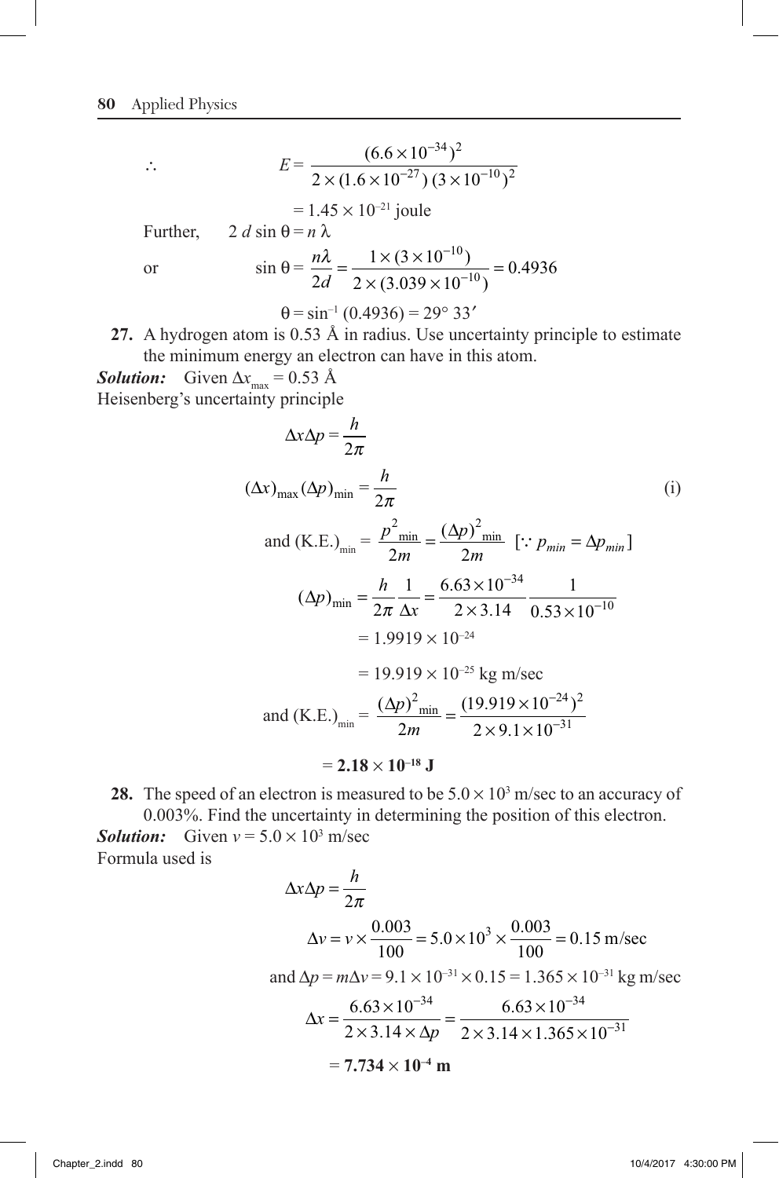$$\therefore \qquad E = \frac{(6.6 \times 10^{-34})^2}{2 \times (1.6 \times 10^{-27})\,(3 \times 10^{-10})^2}$$

$$= 1.45 \times 10^{-21} \text{ joule}$$

Further, $\quad 2\,d \sin \theta = n\,\lambda$

or $\qquad \sin \theta = \dfrac{n\lambda}{2d} = \dfrac{1 \times (3 \times 10^{-10})}{2 \times (3.039 \times 10^{-10})} = 0.4936$

$$\theta = \sin^{-1}(0.4936) = 29^\circ\, 33'$$

**27.** A hydrogen atom is 0.53 Å in radius. Use uncertainty principle to estimate the minimum energy an electron can have in this atom.

***Solution:*** Given $\Delta x_{\max} = 0.53$ Å

Heisenberg's uncertainty principle

$$\Delta x \Delta p = \frac{h}{2\pi}$$

$$(\Delta x)_{\max} (\Delta p)_{\min} = \frac{h}{2\pi} \qquad \text{(i)}$$

and $(\text{K.E.})_{\min} = \dfrac{p^2_{\min}}{2m} = \dfrac{(\Delta p)^2_{\min}}{2m} \quad [\because p_{min} = \Delta p_{min}]$

$$(\Delta p)_{\min} = \frac{h}{2\pi}\frac{1}{\Delta x} = \frac{6.63 \times 10^{-34}}{2 \times 3.14}\frac{1}{0.53 \times 10^{-10}}$$

$$= 1.9919 \times 10^{-24}$$

$$= 19.919 \times 10^{-25} \text{ kg m/sec}$$

and $(\text{K.E.})_{\min} = \dfrac{(\Delta p)^2_{\min}}{2m} = \dfrac{(19.919 \times 10^{-24})^2}{2 \times 9.1 \times 10^{-31}}$

$$= \mathbf{2.18 \times 10^{-18}\ J}$$

**28.** The speed of an electron is measured to be $5.0 \times 10^3$ m/sec to an accuracy of 0.003%. Find the uncertainty in determining the position of this electron.

***Solution:*** Given $v = 5.0 \times 10^3$ m/sec

Formula used is

$$\Delta x \Delta p = \frac{h}{2\pi}$$

$$\Delta v = v \times \frac{0.003}{100} = 5.0 \times 10^3 \times \frac{0.003}{100} = 0.15 \text{ m/sec}$$

and $\Delta p = m\Delta v = 9.1 \times 10^{-31} \times 0.15 = 1.365 \times 10^{-31}$ kg m/sec

$$\Delta x = \frac{6.63 \times 10^{-34}}{2 \times 3.14 \times \Delta p} = \frac{6.63 \times 10^{-34}}{2 \times 3.14 \times 1.365 \times 10^{-31}}$$

$$= \mathbf{7.734 \times 10^{-4}\ m}$$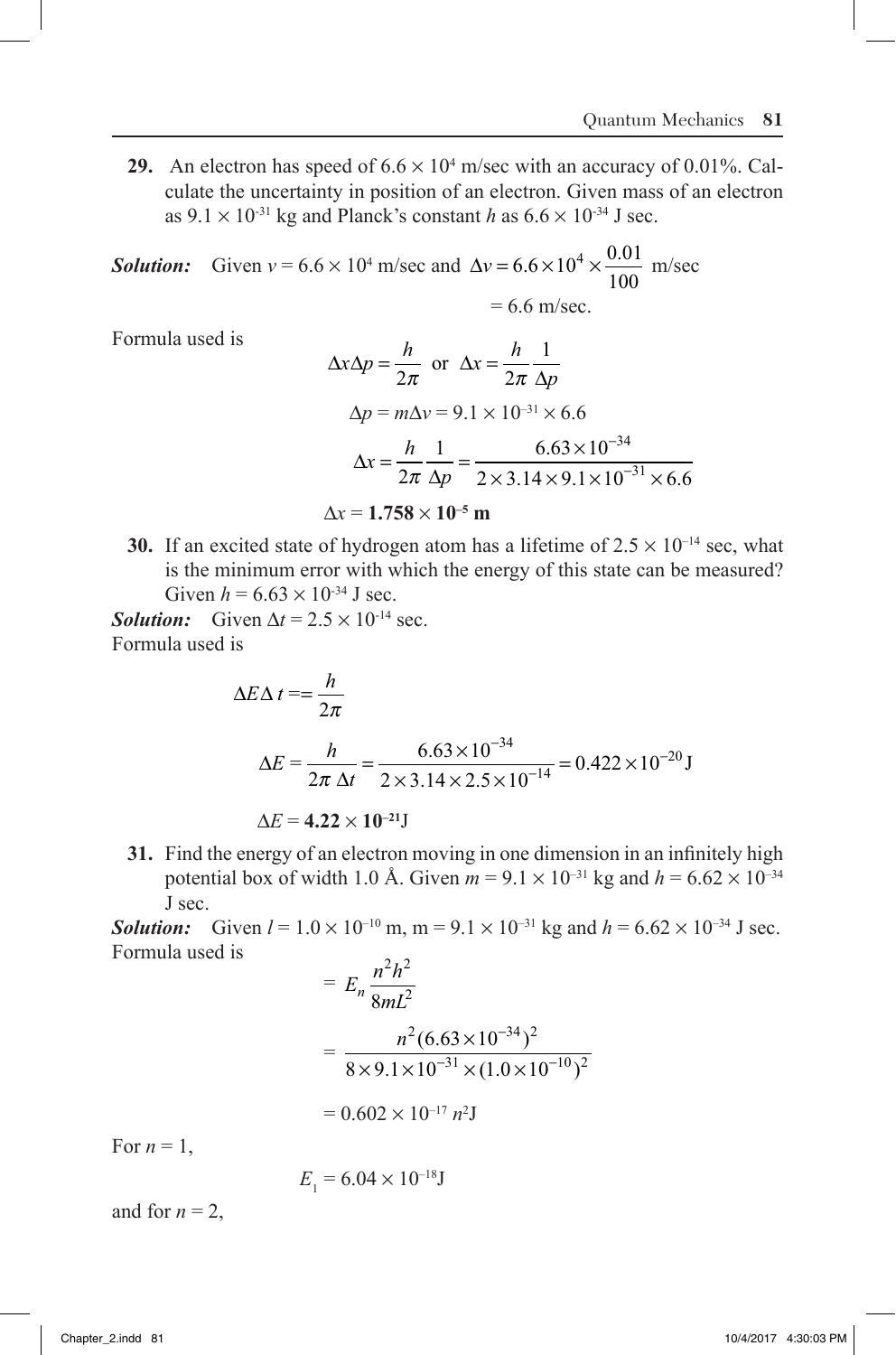**29.** An electron has speed of $6.6 \times 10^4$ m/sec with an accuracy of 0.01%. Calculate the uncertainty in position of an electron. Given mass of an electron as $9.1 \times 10^{-31}$ kg and Planck's constant $h$ as $6.6 \times 10^{-34}$ J sec.

***Solution:*** Given $v = 6.6 \times 10^4$ m/sec and $\Delta v = 6.6 \times 10^4 \times \frac{0.01}{100}$ m/sec

$= 6.6$ m/sec.

Formula used is

$$\Delta x \Delta p = \frac{h}{2\pi} \text{ or } \Delta x = \frac{h}{2\pi}\frac{1}{\Delta p}$$

$$\Delta p = m\Delta v = 9.1 \times 10^{-31} \times 6.6$$

$$\Delta x = \frac{h}{2\pi}\frac{1}{\Delta p} = \frac{6.63 \times 10^{-34}}{2 \times 3.14 \times 9.1 \times 10^{-31} \times 6.6}$$

$$\Delta x = \mathbf{1.758 \times 10^{-5}\ m}$$

**30.** If an excited state of hydrogen atom has a lifetime of $2.5 \times 10^{-14}$ sec, what is the minimum error with which the energy of this state can be measured? Given $h = 6.63 \times 10^{-34}$ J sec.

***Solution:*** Given $\Delta t = 2.5 \times 10^{-14}$ sec.

Formula used is

$$\Delta E \Delta t == \frac{h}{2\pi}$$

$$\Delta E = \frac{h}{2\pi\ \Delta t} = \frac{6.63 \times 10^{-34}}{2 \times 3.14 \times 2.5 \times 10^{-14}} = 0.422 \times 10^{-20}\,\text{J}$$

$$\Delta E = \mathbf{4.22 \times 10^{-21}}\text{J}$$

**31.** Find the energy of an electron moving in one dimension in an infinitely high potential box of width 1.0 Å. Given $m = 9.1 \times 10^{-31}$ kg and $h = 6.62 \times 10^{-34}$ J sec.

***Solution:*** Given $l = 1.0 \times 10^{-10}$ m, m = $9.1 \times 10^{-31}$ kg and $h = 6.62 \times 10^{-34}$ J sec.

Formula used is

$$= E_n \frac{n^2 h^2}{8mL^2}$$

$$= \frac{n^2 (6.63 \times 10^{-34})^2}{8 \times 9.1 \times 10^{-31} \times (1.0 \times 10^{-10})^2}$$

$$= 0.602 \times 10^{-17}\, n^2\text{J}$$

For $n = 1$,

$$E_1 = 6.04 \times 10^{-18}\text{J}$$

and for $n = 2$,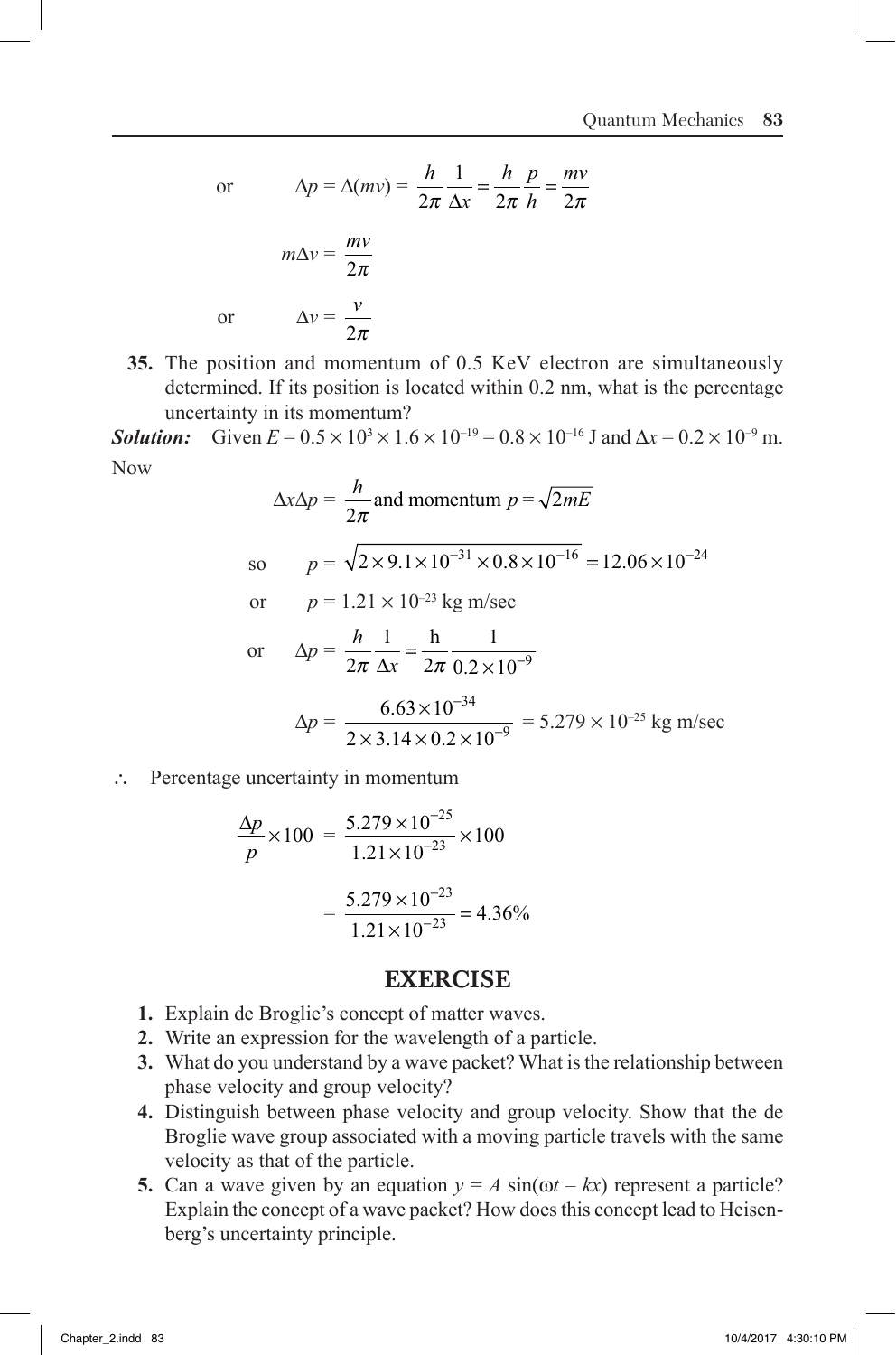$$\text{or} \qquad \Delta p = \Delta(mv) = \frac{h}{2\pi}\frac{1}{\Delta x} = \frac{h}{2\pi}\frac{p}{h} = \frac{mv}{2\pi}$$

$$m\Delta v = \frac{mv}{2\pi}$$

$$\text{or} \qquad \Delta v = \frac{v}{2\pi}$$

**35.** The position and momentum of 0.5 KeV electron are simultaneously determined. If its position is located within 0.2 nm, what is the percentage uncertainty in its momentum?

***Solution:*** Given $E = 0.5 \times 10^3 \times 1.6 \times 10^{-19} = 0.8 \times 10^{-16}$ J and $\Delta x = 0.2 \times 10^{-9}$ m.

Now

$$\Delta x \Delta p = \frac{h}{2\pi} \text{ and momentum } p = \sqrt{2mE}$$

$$\text{so} \qquad p = \sqrt{2 \times 9.1 \times 10^{-31} \times 0.8 \times 10^{-16}} = 12.06 \times 10^{-24}$$

$$\text{or} \qquad p = 1.21 \times 10^{-23} \text{ kg m/sec}$$

$$\text{or} \qquad \Delta p = \frac{h}{2\pi}\frac{1}{\Delta x} = \frac{\text{h}}{2\pi}\frac{1}{0.2 \times 10^{-9}}$$

$$\Delta p = \frac{6.63 \times 10^{-34}}{2 \times 3.14 \times 0.2 \times 10^{-9}} = 5.279 \times 10^{-25} \text{ kg m/sec}$$

$\therefore$ Percentage uncertainty in momentum

$$\frac{\Delta p}{p} \times 100 = \frac{5.279 \times 10^{-25}}{1.21 \times 10^{-23}} \times 100$$

$$= \frac{5.279 \times 10^{-23}}{1.21 \times 10^{-23}} = 4.36\%$$

## EXERCISE

1. Explain de Broglie's concept of matter waves.
2. Write an expression for the wavelength of a particle.
3. What do you understand by a wave packet? What is the relationship between phase velocity and group velocity?
4. Distinguish between phase velocity and group velocity. Show that the de Broglie wave group associated with a moving particle travels with the same velocity as that of the particle.
5. Can a wave given by an equation $y = A\sin(\omega t - kx)$ represent a particle? Explain the concept of a wave packet? How does this concept lead to Heisenberg's uncertainty principle.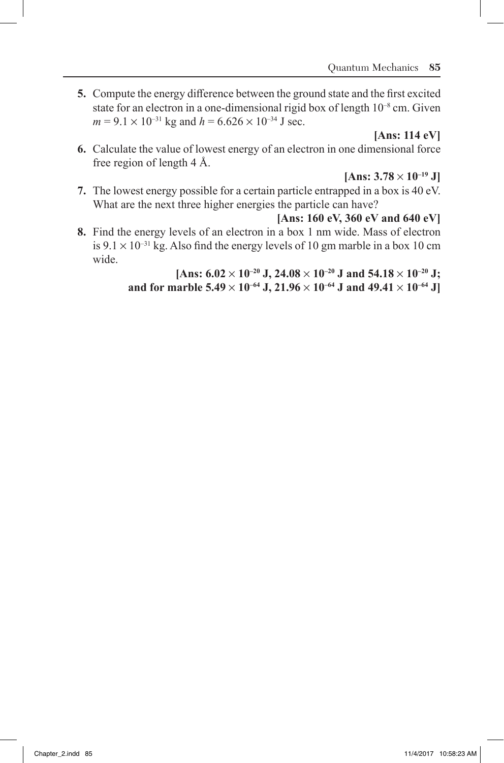**5.** Compute the energy difference between the ground state and the first excited state for an electron in a one-dimensional rigid box of length $10^{-8}$ cm. Given $m = 9.1 \times 10^{-31}$ kg and $h = 6.626 \times 10^{-34}$ J sec.

**[Ans: 114 eV]**

**6.** Calculate the value of lowest energy of an electron in one dimensional force free region of length 4 Å.

**[Ans: $3.78 \times 10^{-19}$ J]**

**7.** The lowest energy possible for a certain particle entrapped in a box is 40 eV. What are the next three higher energies the particle can have?

**[Ans: 160 eV, 360 eV and 640 eV]**

**8.** Find the energy levels of an electron in a box 1 nm wide. Mass of electron is $9.1 \times 10^{-31}$ kg. Also find the energy levels of 10 gm marble in a box 10 cm wide.

**[Ans: $6.02 \times 10^{-20}$ J, $24.08 \times 10^{-20}$ J and $54.18 \times 10^{-20}$ J; and for marble $5.49 \times 10^{-64}$ J, $21.96 \times 10^{-64}$ J and $49.41 \times 10^{-64}$ J]**